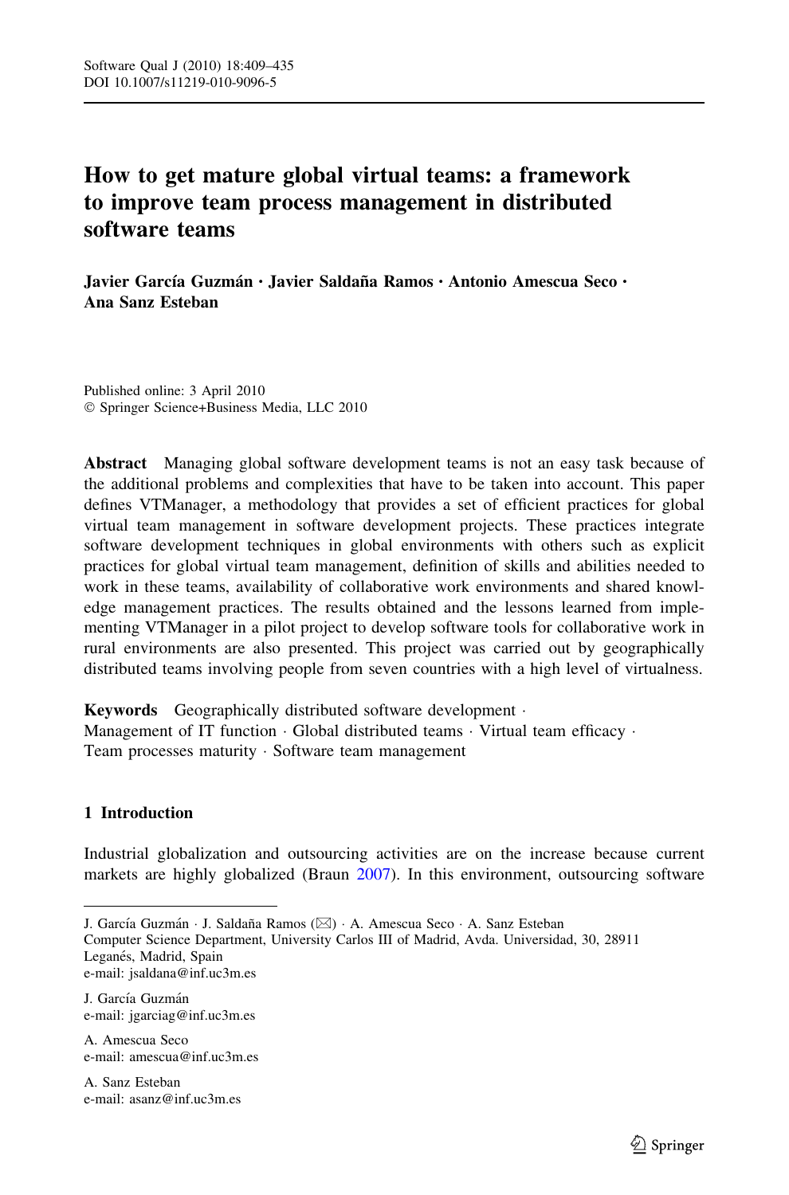# How to get mature global virtual teams: a framework to improve team process management in distributed software teams

**Javier García Guzmán · Javier Saldaña Ramos · Antonio Amescua Seco · Ana Sanz Esteban**

Published online: 3 April 2010
© Springer Science+Business Media, LLC 2010

**Abstract** Managing global software development teams is not an easy task because of the additional problems and complexities that have to be taken into account. This paper defines VTManager, a methodology that provides a set of efficient practices for global virtual team management in software development projects. These practices integrate software development techniques in global environments with others such as explicit practices for global virtual team management, definition of skills and abilities needed to work in these teams, availability of collaborative work environments and shared knowledge management practices. The results obtained and the lessons learned from implementing VTManager in a pilot project to develop software tools for collaborative work in rural environments are also presented. This project was carried out by geographically distributed teams involving people from seven countries with a high level of virtualness.

**Keywords** Geographically distributed software development · Management of IT function · Global distributed teams · Virtual team efficacy · Team processes maturity · Software team management

## 1 Introduction

Industrial globalization and outsourcing activities are on the increase because current markets are highly globalized (Braun 2007). In this environment, outsourcing software

---

J. García Guzmán · J. Saldaña Ramos (✉) · A. Amescua Seco · A. Sanz Esteban
Computer Science Department, University Carlos III of Madrid, Avda. Universidad, 30, 28911 Leganés, Madrid, Spain
e-mail: jsaldana@inf.uc3m.es

J. García Guzmán
e-mail: jgarciag@inf.uc3m.es

A. Amescua Seco
e-mail: amescua@inf.uc3m.es

A. Sanz Esteban
e-mail: asanz@inf.uc3m.es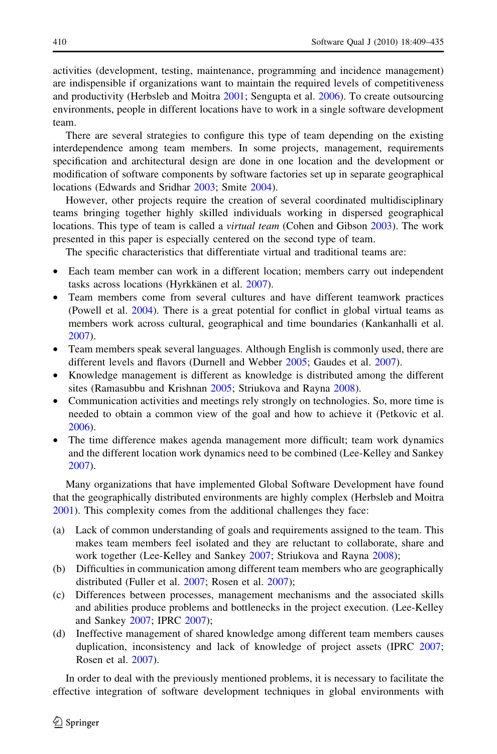activities (development, testing, maintenance, programming and incidence management) are indispensible if organizations want to maintain the required levels of competitiveness and productivity (Herbsleb and Moitra 2001; Sengupta et al. 2006). To create outsourcing environments, people in different locations have to work in a single software development team.

There are several strategies to configure this type of team depending on the existing interdependence among team members. In some projects, management, requirements specification and architectural design are done in one location and the development or modification of software components by software factories set up in separate geographical locations (Edwards and Sridhar 2003; Smite 2004).

However, other projects require the creation of several coordinated multidisciplinary teams bringing together highly skilled individuals working in dispersed geographical locations. This type of team is called a *virtual team* (Cohen and Gibson 2003). The work presented in this paper is especially centered on the second type of team.

The specific characteristics that differentiate virtual and traditional teams are:

- Each team member can work in a different location; members carry out independent tasks across locations (Hyrkkänen et al. 2007).
- Team members come from several cultures and have different teamwork practices (Powell et al. 2004). There is a great potential for conflict in global virtual teams as members work across cultural, geographical and time boundaries (Kankanhalli et al. 2007).
- Team members speak several languages. Although English is commonly used, there are different levels and flavors (Durnell and Webber 2005; Gaudes et al. 2007).
- Knowledge management is different as knowledge is distributed among the different sites (Ramasubbu and Krishnan 2005; Striukova and Rayna 2008).
- Communication activities and meetings rely strongly on technologies. So, more time is needed to obtain a common view of the goal and how to achieve it (Petkovic et al. 2006).
- The time difference makes agenda management more difficult; team work dynamics and the different location work dynamics need to be combined (Lee-Kelley and Sankey 2007).

Many organizations that have implemented Global Software Development have found that the geographically distributed environments are highly complex (Herbsleb and Moitra 2001). This complexity comes from the additional challenges they face:

(a) Lack of common understanding of goals and requirements assigned to the team. This makes team members feel isolated and they are reluctant to collaborate, share and work together (Lee-Kelley and Sankey 2007; Striukova and Rayna 2008);
(b) Difficulties in communication among different team members who are geographically distributed (Fuller et al. 2007; Rosen et al. 2007);
(c) Differences between processes, management mechanisms and the associated skills and abilities produce problems and bottlenecks in the project execution. (Lee-Kelley and Sankey 2007; IPRC 2007);
(d) Ineffective management of shared knowledge among different team members causes duplication, inconsistency and lack of knowledge of project assets (IPRC 2007; Rosen et al. 2007).

In order to deal with the previously mentioned problems, it is necessary to facilitate the effective integration of software development techniques in global environments with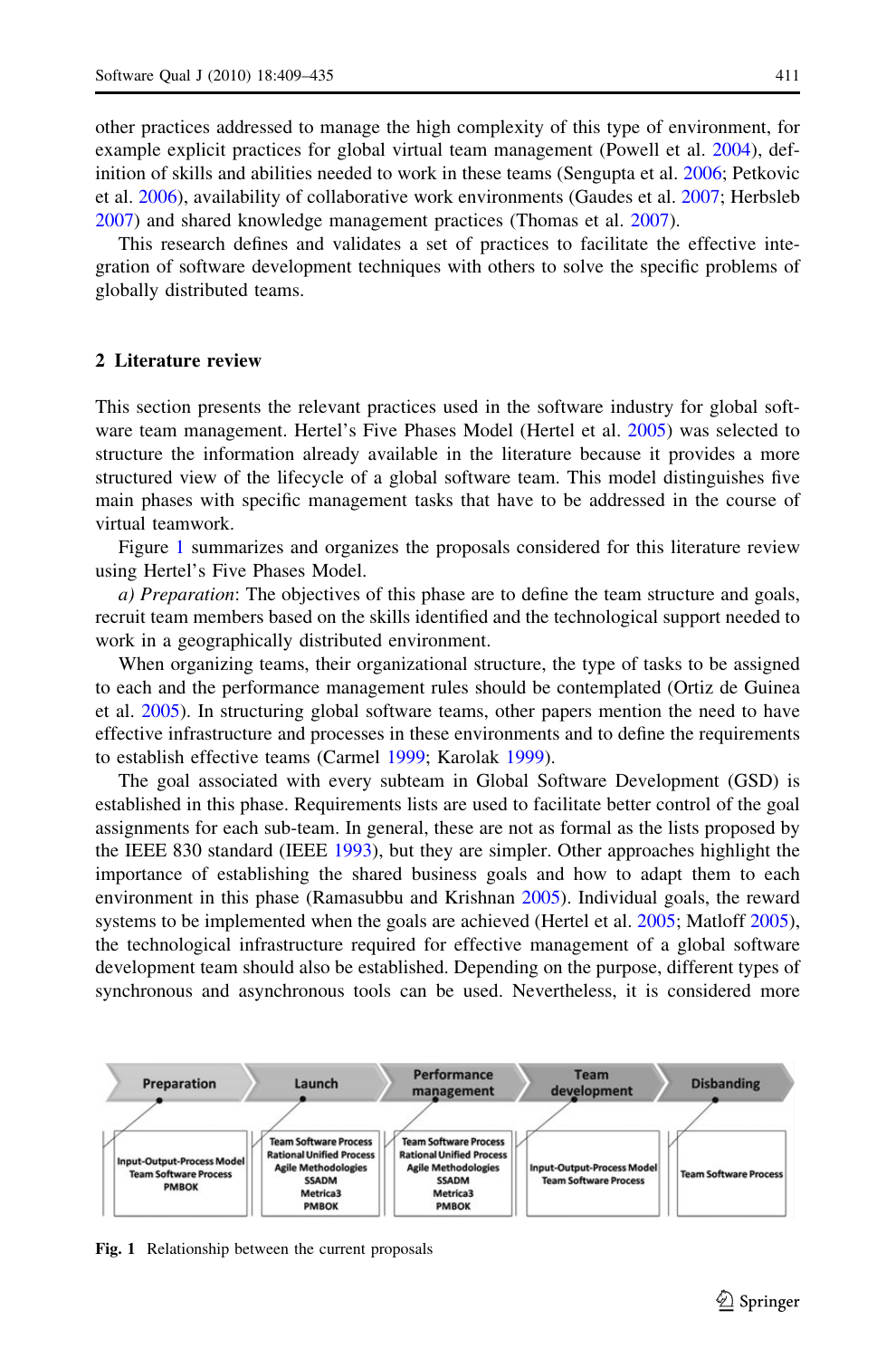other practices addressed to manage the high complexity of this type of environment, for example explicit practices for global virtual team management (Powell et al. 2004), definition of skills and abilities needed to work in these teams (Sengupta et al. 2006; Petkovic et al. 2006), availability of collaborative work environments (Gaudes et al. 2007; Herbsleb 2007) and shared knowledge management practices (Thomas et al. 2007).

This research defines and validates a set of practices to facilitate the effective integration of software development techniques with others to solve the specific problems of globally distributed teams.

## 2 Literature review

This section presents the relevant practices used in the software industry for global software team management. Hertel's Five Phases Model (Hertel et al. 2005) was selected to structure the information already available in the literature because it provides a more structured view of the lifecycle of a global software team. This model distinguishes five main phases with specific management tasks that have to be addressed in the course of virtual teamwork.

Figure 1 summarizes and organizes the proposals considered for this literature review using Hertel's Five Phases Model.

*a) Preparation*: The objectives of this phase are to define the team structure and goals, recruit team members based on the skills identified and the technological support needed to work in a geographically distributed environment.

When organizing teams, their organizational structure, the type of tasks to be assigned to each and the performance management rules should be contemplated (Ortiz de Guinea et al. 2005). In structuring global software teams, other papers mention the need to have effective infrastructure and processes in these environments and to define the requirements to establish effective teams (Carmel 1999; Karolak 1999).

The goal associated with every subteam in Global Software Development (GSD) is established in this phase. Requirements lists are used to facilitate better control of the goal assignments for each sub-team. In general, these are not as formal as the lists proposed by the IEEE 830 standard (IEEE 1993), but they are simpler. Other approaches highlight the importance of establishing the shared business goals and how to adapt them to each environment in this phase (Ramasubbu and Krishnan 2005). Individual goals, the reward systems to be implemented when the goals are achieved (Hertel et al. 2005; Matloff 2005), the technological infrastructure required for effective management of a global software development team should also be established. Depending on the purpose, different types of synchronous and asynchronous tools can be used. Nevertheless, it is considered more

| Preparation | Launch | Performance management | Team development | Disbanding |
|---|---|---|---|---|
| Input-Output-Process Model<br>Team Software Process<br>PMBOK | Team Software Process<br>Rational Unified Process<br>Agile Methodologies<br>SSADM<br>Metrica3<br>PMBOK | Team Software Process<br>Rational Unified Process<br>Agile Methodologies<br>SSADM<br>Metrica3<br>PMBOK | Input-Output-Process Model<br>Team Software Process | Team Software Process |

**Fig. 1** Relationship between the current proposals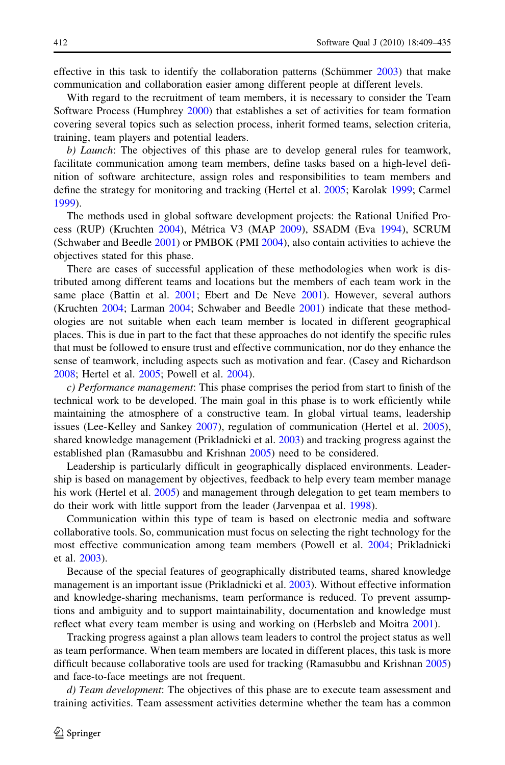effective in this task to identify the collaboration patterns (Schümmer 2003) that make communication and collaboration easier among different people at different levels.

With regard to the recruitment of team members, it is necessary to consider the Team Software Process (Humphrey 2000) that establishes a set of activities for team formation covering several topics such as selection process, inherit formed teams, selection criteria, training, team players and potential leaders.

*b) Launch*: The objectives of this phase are to develop general rules for teamwork, facilitate communication among team members, define tasks based on a high-level definition of software architecture, assign roles and responsibilities to team members and define the strategy for monitoring and tracking (Hertel et al. 2005; Karolak 1999; Carmel 1999).

The methods used in global software development projects: the Rational Unified Process (RUP) (Kruchten 2004), Métrica V3 (MAP 2009), SSADM (Eva 1994), SCRUM (Schwaber and Beedle 2001) or PMBOK (PMI 2004), also contain activities to achieve the objectives stated for this phase.

There are cases of successful application of these methodologies when work is distributed among different teams and locations but the members of each team work in the same place (Battin et al. 2001; Ebert and De Neve 2001). However, several authors (Kruchten 2004; Larman 2004; Schwaber and Beedle 2001) indicate that these methodologies are not suitable when each team member is located in different geographical places. This is due in part to the fact that these approaches do not identify the specific rules that must be followed to ensure trust and effective communication, nor do they enhance the sense of teamwork, including aspects such as motivation and fear. (Casey and Richardson 2008; Hertel et al. 2005; Powell et al. 2004).

*c) Performance management*: This phase comprises the period from start to finish of the technical work to be developed. The main goal in this phase is to work efficiently while maintaining the atmosphere of a constructive team. In global virtual teams, leadership issues (Lee-Kelley and Sankey 2007), regulation of communication (Hertel et al. 2005), shared knowledge management (Prikladnicki et al. 2003) and tracking progress against the established plan (Ramasubbu and Krishnan 2005) need to be considered.

Leadership is particularly difficult in geographically displaced environments. Leadership is based on management by objectives, feedback to help every team member manage his work (Hertel et al. 2005) and management through delegation to get team members to do their work with little support from the leader (Jarvenpaa et al. 1998).

Communication within this type of team is based on electronic media and software collaborative tools. So, communication must focus on selecting the right technology for the most effective communication among team members (Powell et al. 2004; Prikladnicki et al. 2003).

Because of the special features of geographically distributed teams, shared knowledge management is an important issue (Prikladnicki et al. 2003). Without effective information and knowledge-sharing mechanisms, team performance is reduced. To prevent assumptions and ambiguity and to support maintainability, documentation and knowledge must reflect what every team member is using and working on (Herbsleb and Moitra 2001).

Tracking progress against a plan allows team leaders to control the project status as well as team performance. When team members are located in different places, this task is more difficult because collaborative tools are used for tracking (Ramasubbu and Krishnan 2005) and face-to-face meetings are not frequent.

*d) Team development*: The objectives of this phase are to execute team assessment and training activities. Team assessment activities determine whether the team has a common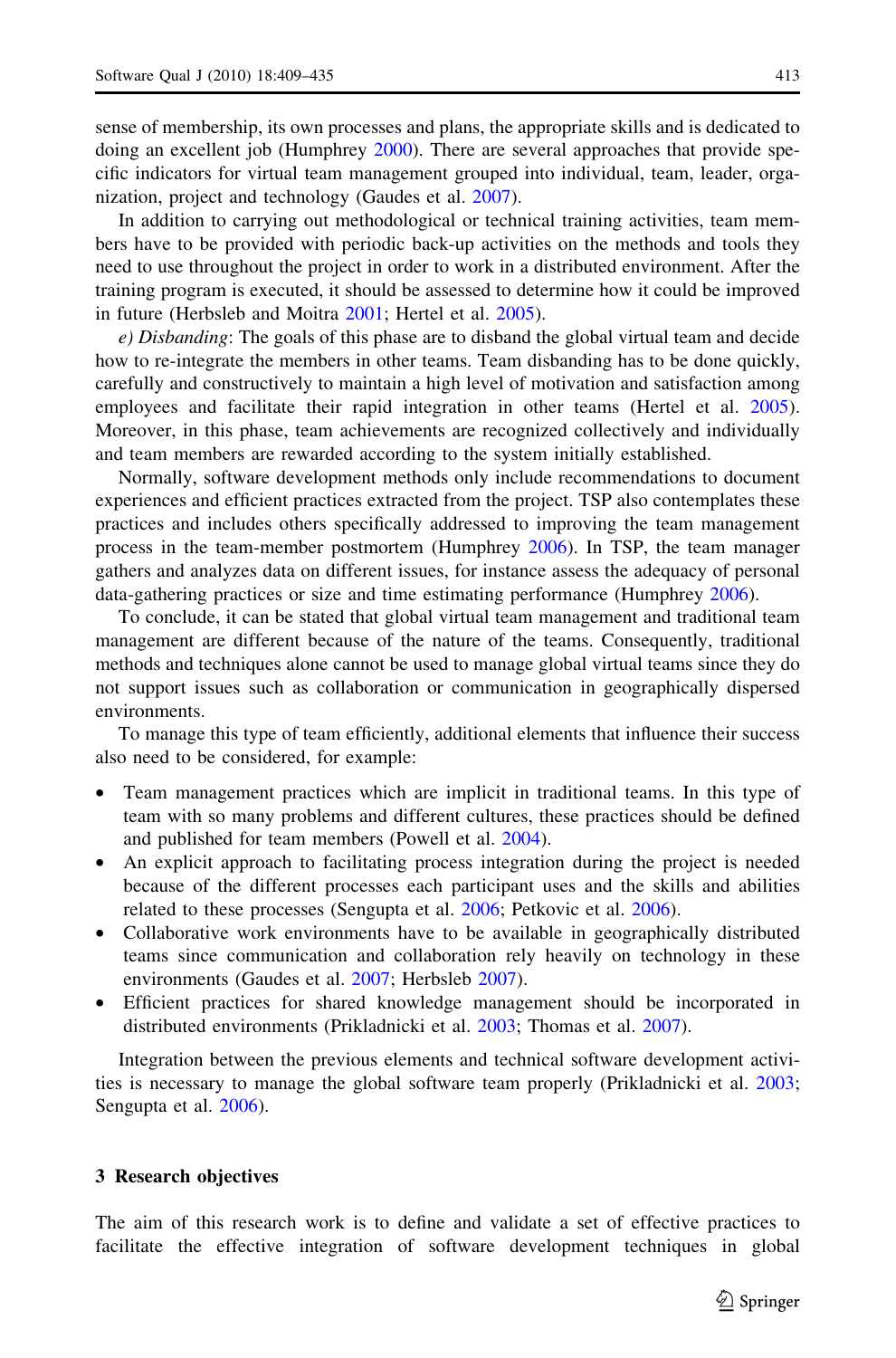sense of membership, its own processes and plans, the appropriate skills and is dedicated to doing an excellent job (Humphrey 2000). There are several approaches that provide specific indicators for virtual team management grouped into individual, team, leader, organization, project and technology (Gaudes et al. 2007).

In addition to carrying out methodological or technical training activities, team members have to be provided with periodic back-up activities on the methods and tools they need to use throughout the project in order to work in a distributed environment. After the training program is executed, it should be assessed to determine how it could be improved in future (Herbsleb and Moitra 2001; Hertel et al. 2005).

*e) Disbanding*: The goals of this phase are to disband the global virtual team and decide how to re-integrate the members in other teams. Team disbanding has to be done quickly, carefully and constructively to maintain a high level of motivation and satisfaction among employees and facilitate their rapid integration in other teams (Hertel et al. 2005). Moreover, in this phase, team achievements are recognized collectively and individually and team members are rewarded according to the system initially established.

Normally, software development methods only include recommendations to document experiences and efficient practices extracted from the project. TSP also contemplates these practices and includes others specifically addressed to improving the team management process in the team-member postmortem (Humphrey 2006). In TSP, the team manager gathers and analyzes data on different issues, for instance assess the adequacy of personal data-gathering practices or size and time estimating performance (Humphrey 2006).

To conclude, it can be stated that global virtual team management and traditional team management are different because of the nature of the teams. Consequently, traditional methods and techniques alone cannot be used to manage global virtual teams since they do not support issues such as collaboration or communication in geographically dispersed environments.

To manage this type of team efficiently, additional elements that influence their success also need to be considered, for example:

- Team management practices which are implicit in traditional teams. In this type of team with so many problems and different cultures, these practices should be defined and published for team members (Powell et al. 2004).
- An explicit approach to facilitating process integration during the project is needed because of the different processes each participant uses and the skills and abilities related to these processes (Sengupta et al. 2006; Petkovic et al. 2006).
- Collaborative work environments have to be available in geographically distributed teams since communication and collaboration rely heavily on technology in these environments (Gaudes et al. 2007; Herbsleb 2007).
- Efficient practices for shared knowledge management should be incorporated in distributed environments (Prikladnicki et al. 2003; Thomas et al. 2007).

Integration between the previous elements and technical software development activities is necessary to manage the global software team properly (Prikladnicki et al. 2003; Sengupta et al. 2006).

## 3 Research objectives

The aim of this research work is to define and validate a set of effective practices to facilitate the effective integration of software development techniques in global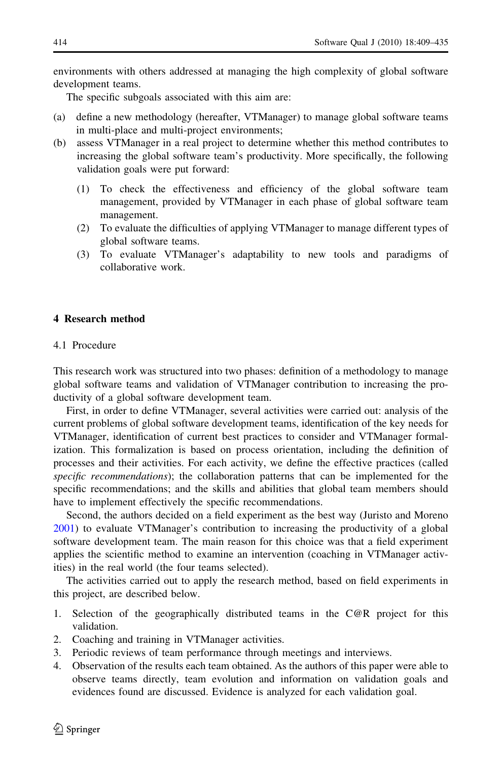environments with others addressed at managing the high complexity of global software development teams.

The specific subgoals associated with this aim are:

(a) define a new methodology (hereafter, VTManager) to manage global software teams in multi-place and multi-project environments;
(b) assess VTManager in a real project to determine whether this method contributes to increasing the global software team's productivity. More specifically, the following validation goals were put forward:
    (1) To check the effectiveness and efficiency of the global software team management, provided by VTManager in each phase of global software team management.
    (2) To evaluate the difficulties of applying VTManager to manage different types of global software teams.
    (3) To evaluate VTManager's adaptability to new tools and paradigms of collaborative work.

## 4 Research method

### 4.1 Procedure

This research work was structured into two phases: definition of a methodology to manage global software teams and validation of VTManager contribution to increasing the productivity of a global software development team.

First, in order to define VTManager, several activities were carried out: analysis of the current problems of global software development teams, identification of the key needs for VTManager, identification of current best practices to consider and VTManager formalization. This formalization is based on process orientation, including the definition of processes and their activities. For each activity, we define the effective practices (called *specific recommendations*); the collaboration patterns that can be implemented for the specific recommendations; and the skills and abilities that global team members should have to implement effectively the specific recommendations.

Second, the authors decided on a field experiment as the best way (Juristo and Moreno 2001) to evaluate VTManager's contribution to increasing the productivity of a global software development team. The main reason for this choice was that a field experiment applies the scientific method to examine an intervention (coaching in VTManager activities) in the real world (the four teams selected).

The activities carried out to apply the research method, based on field experiments in this project, are described below.

1. Selection of the geographically distributed teams in the C@R project for this validation.
2. Coaching and training in VTManager activities.
3. Periodic reviews of team performance through meetings and interviews.
4. Observation of the results each team obtained. As the authors of this paper were able to observe teams directly, team evolution and information on validation goals and evidences found are discussed. Evidence is analyzed for each validation goal.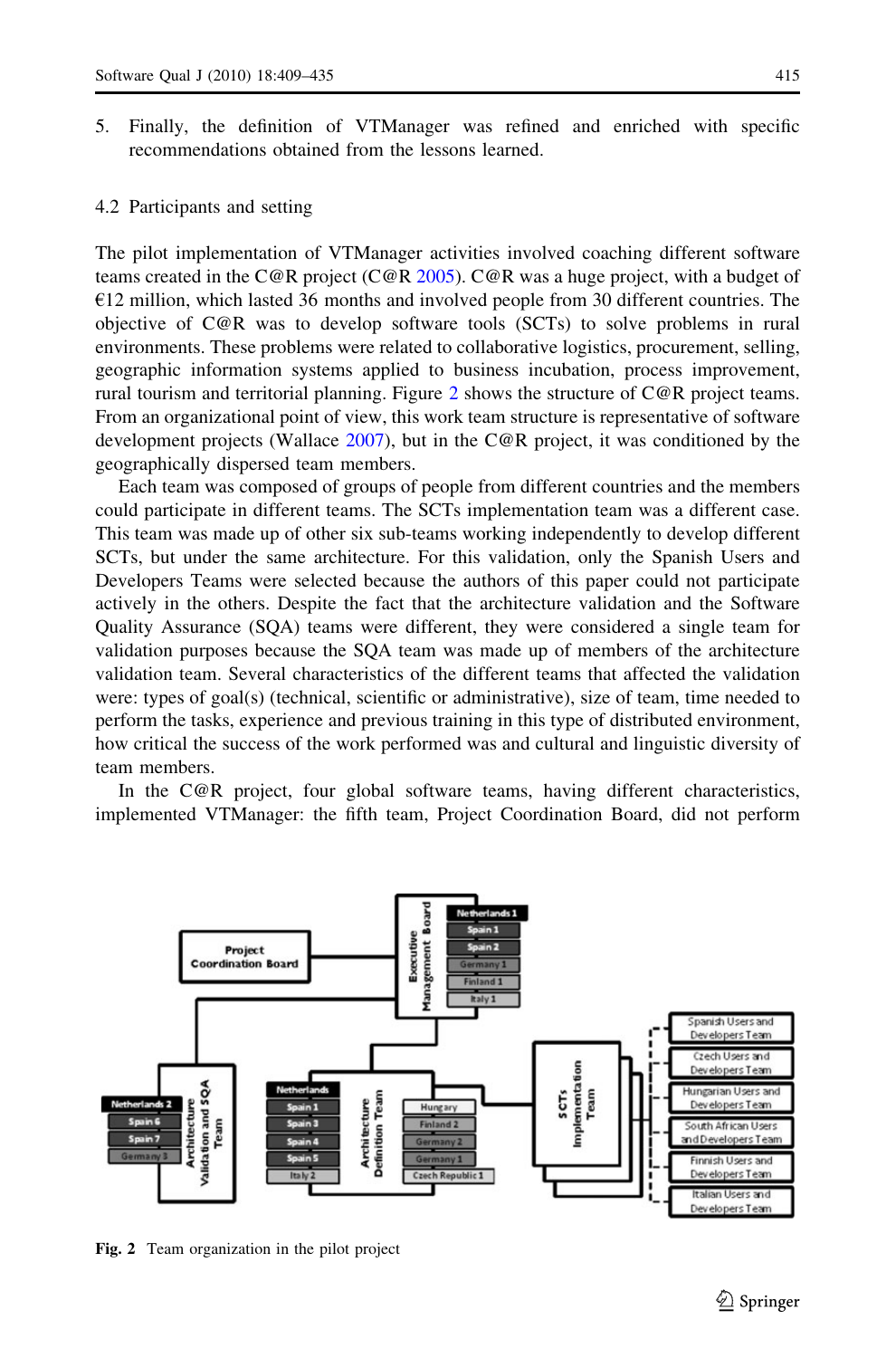5. Finally, the definition of VTManager was refined and enriched with specific recommendations obtained from the lessons learned.

### 4.2 Participants and setting

The pilot implementation of VTManager activities involved coaching different software teams created in the C@R project (C@R 2005). C@R was a huge project, with a budget of €12 million, which lasted 36 months and involved people from 30 different countries. The objective of C@R was to develop software tools (SCTs) to solve problems in rural environments. These problems were related to collaborative logistics, procurement, selling, geographic information systems applied to business incubation, process improvement, rural tourism and territorial planning. Figure 2 shows the structure of C@R project teams. From an organizational point of view, this work team structure is representative of software development projects (Wallace 2007), but in the C@R project, it was conditioned by the geographically dispersed team members.

Each team was composed of groups of people from different countries and the members could participate in different teams. The SCTs implementation team was a different case. This team was made up of other six sub-teams working independently to develop different SCTs, but under the same architecture. For this validation, only the Spanish Users and Developers Teams were selected because the authors of this paper could not participate actively in the others. Despite the fact that the architecture validation and the Software Quality Assurance (SQA) teams were different, they were considered a single team for validation purposes because the SQA team was made up of members of the architecture validation team. Several characteristics of the different teams that affected the validation were: types of goal(s) (technical, scientific or administrative), size of team, time needed to perform the tasks, experience and previous training in this type of distributed environment, how critical the success of the work performed was and cultural and linguistic diversity of team members.

In the C@R project, four global software teams, having different characteristics, implemented VTManager: the fifth team, Project Coordination Board, did not perform

**Fig. 2** Team organization in the pilot project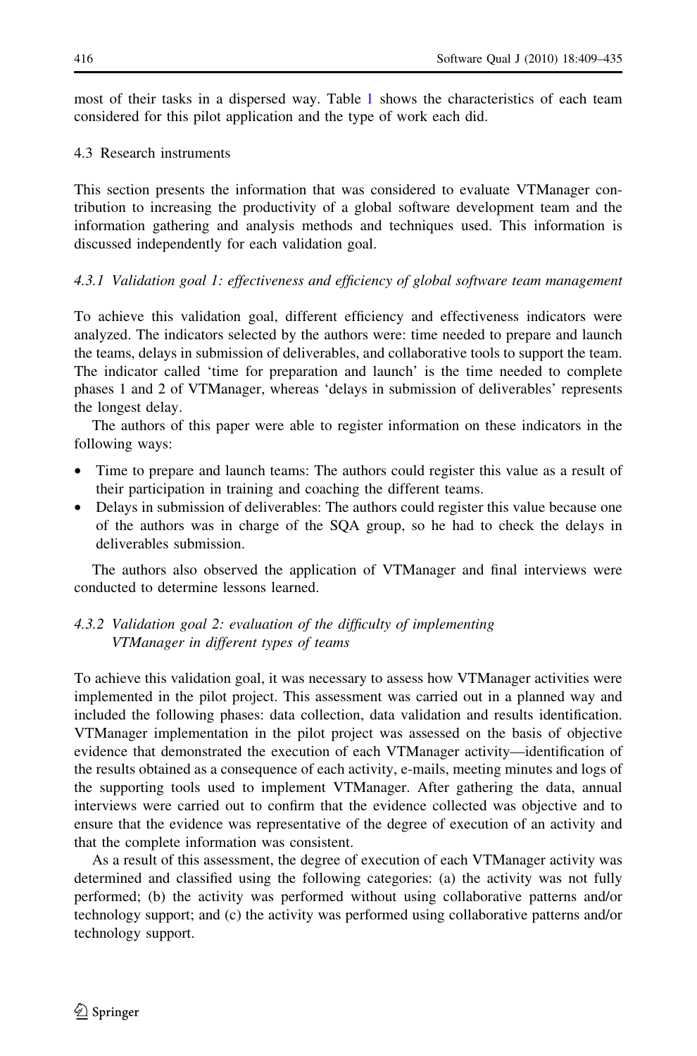most of their tasks in a dispersed way. Table 1 shows the characteristics of each team considered for this pilot application and the type of work each did.

### 4.3 Research instruments

This section presents the information that was considered to evaluate VTManager contribution to increasing the productivity of a global software development team and the information gathering and analysis methods and techniques used. This information is discussed independently for each validation goal.

#### *4.3.1 Validation goal 1: effectiveness and efficiency of global software team management*

To achieve this validation goal, different efficiency and effectiveness indicators were analyzed. The indicators selected by the authors were: time needed to prepare and launch the teams, delays in submission of deliverables, and collaborative tools to support the team. The indicator called 'time for preparation and launch' is the time needed to complete phases 1 and 2 of VTManager, whereas 'delays in submission of deliverables' represents the longest delay.

The authors of this paper were able to register information on these indicators in the following ways:

- Time to prepare and launch teams: The authors could register this value as a result of their participation in training and coaching the different teams.
- Delays in submission of deliverables: The authors could register this value because one of the authors was in charge of the SQA group, so he had to check the delays in deliverables submission.

The authors also observed the application of VTManager and final interviews were conducted to determine lessons learned.

#### *4.3.2 Validation goal 2: evaluation of the difficulty of implementing VTManager in different types of teams*

To achieve this validation goal, it was necessary to assess how VTManager activities were implemented in the pilot project. This assessment was carried out in a planned way and included the following phases: data collection, data validation and results identification. VTManager implementation in the pilot project was assessed on the basis of objective evidence that demonstrated the execution of each VTManager activity—identification of the results obtained as a consequence of each activity, e-mails, meeting minutes and logs of the supporting tools used to implement VTManager. After gathering the data, annual interviews were carried out to confirm that the evidence collected was objective and to ensure that the evidence was representative of the degree of execution of an activity and that the complete information was consistent.

As a result of this assessment, the degree of execution of each VTManager activity was determined and classified using the following categories: (a) the activity was not fully performed; (b) the activity was performed without using collaborative patterns and/or technology support; and (c) the activity was performed using collaborative patterns and/or technology support.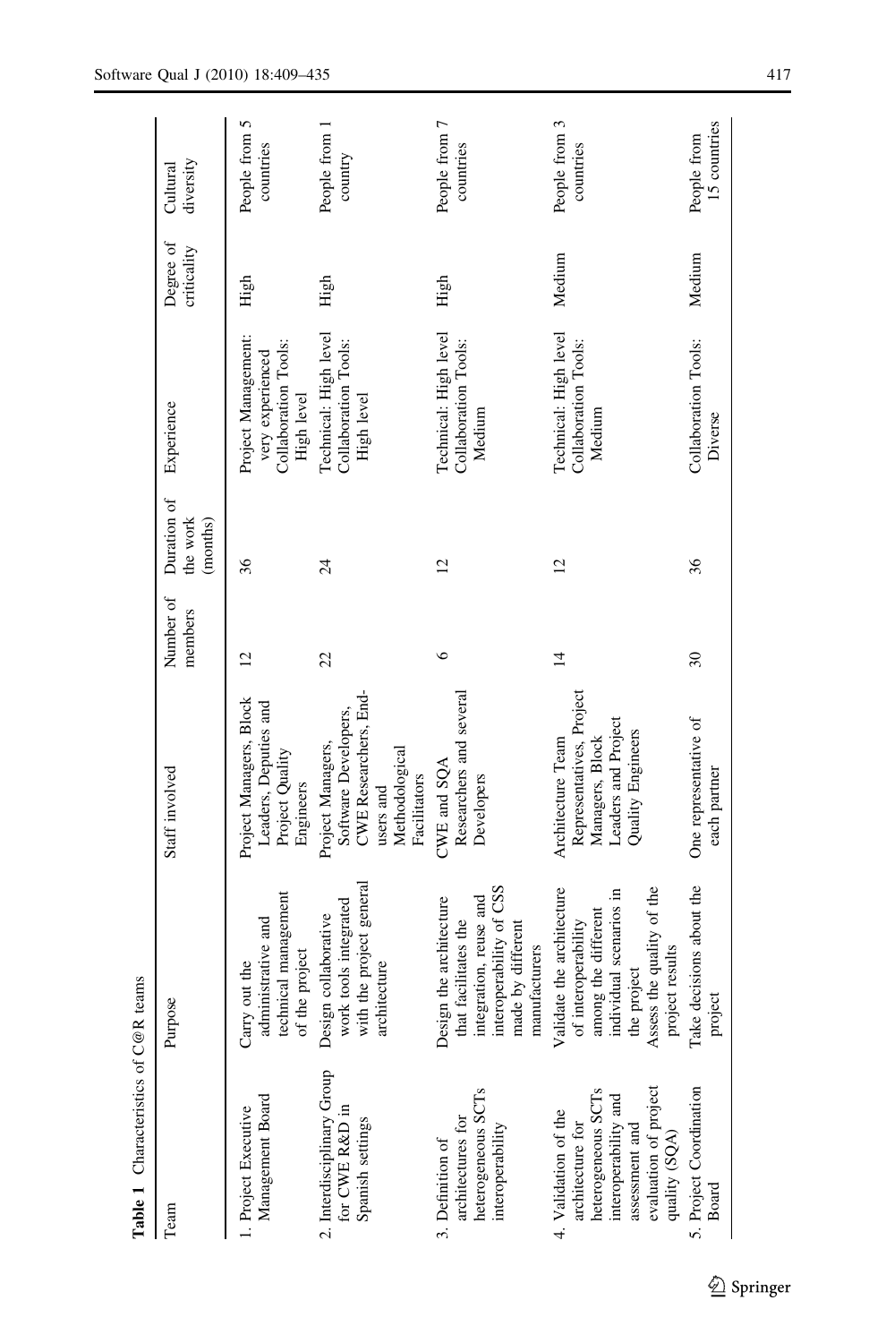**Table 1** Characteristics of C@R teams

| Team | Purpose | Staff involved | Number of members | Duration of the work (months) | Experience | Degree of criticality | Cultural diversity |
|---|---|---|---|---|---|---|---|
| 1. Project Executive Management Board | Carry out the administrative and technical management of the project | Project Managers, Block Leaders, Deputies and Project Quality Engineers | 12 | 36 | Project Management: very experienced Collaboration Tools: High level | High | People from 5 countries |
| 2. Interdisciplinary Group for CWE R&D in Spanish settings | Design collaborative work tools integrated with the project general architecture | Project Managers, Software Developers, CWE Researchers, End-users and Methodological Facilitators | 22 | 24 | Technical: High level Collaboration Tools: High level | High | People from 1 country |
| 3. Definition of architectures for heterogeneous SCTs interoperability | Design the architecture that facilitates the integration, reuse and interoperability of CSS made by different manufacturers | CWE and SQA Researchers and several Developers | 6 | 12 | Technical: High level Collaboration Tools: Medium | High | People from 7 countries |
| 4. Validation of the architecture for heterogeneous SCTs interoperability and assessment and evaluation of project quality (SQA) | Validate the architecture of interoperability among the different individual scenarios in the project Assess the quality of the project results | Architecture Team Representatives, Project Managers, Block Leaders and Project Quality Engineers | 14 | 12 | Technical: High level Collaboration Tools: Medium | Medium | People from 3 countries |
| 5. Project Coordination Board | Take decisions about the project | One representative of each partner | 30 | 36 | Collaboration Tools: Diverse | Medium | People from 15 countries |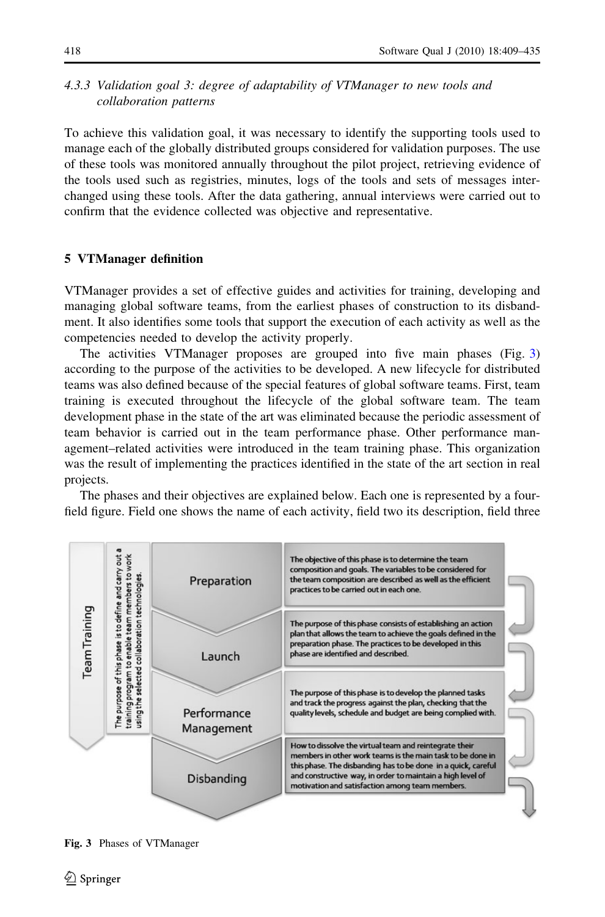#### 4.3.3 Validation goal 3: degree of adaptability of VTManager to new tools and collaboration patterns

To achieve this validation goal, it was necessary to identify the supporting tools used to manage each of the globally distributed groups considered for validation purposes. The use of these tools was monitored annually throughout the pilot project, retrieving evidence of the tools used such as registries, minutes, logs of the tools and sets of messages interchanged using these tools. After the data gathering, annual interviews were carried out to confirm that the evidence collected was objective and representative.

## 5 VTManager definition

VTManager provides a set of effective guides and activities for training, developing and managing global software teams, from the earliest phases of construction to its disbandment. It also identifies some tools that support the execution of each activity as well as the competencies needed to develop the activity properly.

The activities VTManager proposes are grouped into five main phases (Fig. 3) according to the purpose of the activities to be developed. A new lifecycle for distributed teams was also defined because of the special features of global software teams. First, team training is executed throughout the lifecycle of the global software team. The team development phase in the state of the art was eliminated because the periodic assessment of team behavior is carried out in the team performance phase. Other performance management–related activities were introduced in the team training phase. This organization was the result of implementing the practices identified in the state of the art section in real projects.

The phases and their objectives are explained below. Each one is represented by a four-field figure. Field one shows the name of each activity, field two its description, field three

Team Training — The purpose of this phase is to define and carry out a training program to enable team members to work using the selected collaboration technologies.

Preparation — The objective of this phase is to determine the team composition and goals. The variables to be considered for the team composition are described as well as the efficient practices to be carried out in each one.

Launch — The purpose of this phase consists of establishing an action plan that allows the team to achieve the goals defined in the preparation phase. The practices to be developed in this phase are identified and described.

Performance Management — The purpose of this phase is to develop the planned tasks and track the progress against the plan, checking that the quality levels, schedule and budget are being complied with.

Disbanding — How to dissolve the virtual team and reintegrate their members in other work teams is the main task to be done in this phase. The disbanding has to be done in a quick, careful and constructive way, in order to maintain a high level of motivation and satisfaction among team members.

**Fig. 3** Phases of VTManager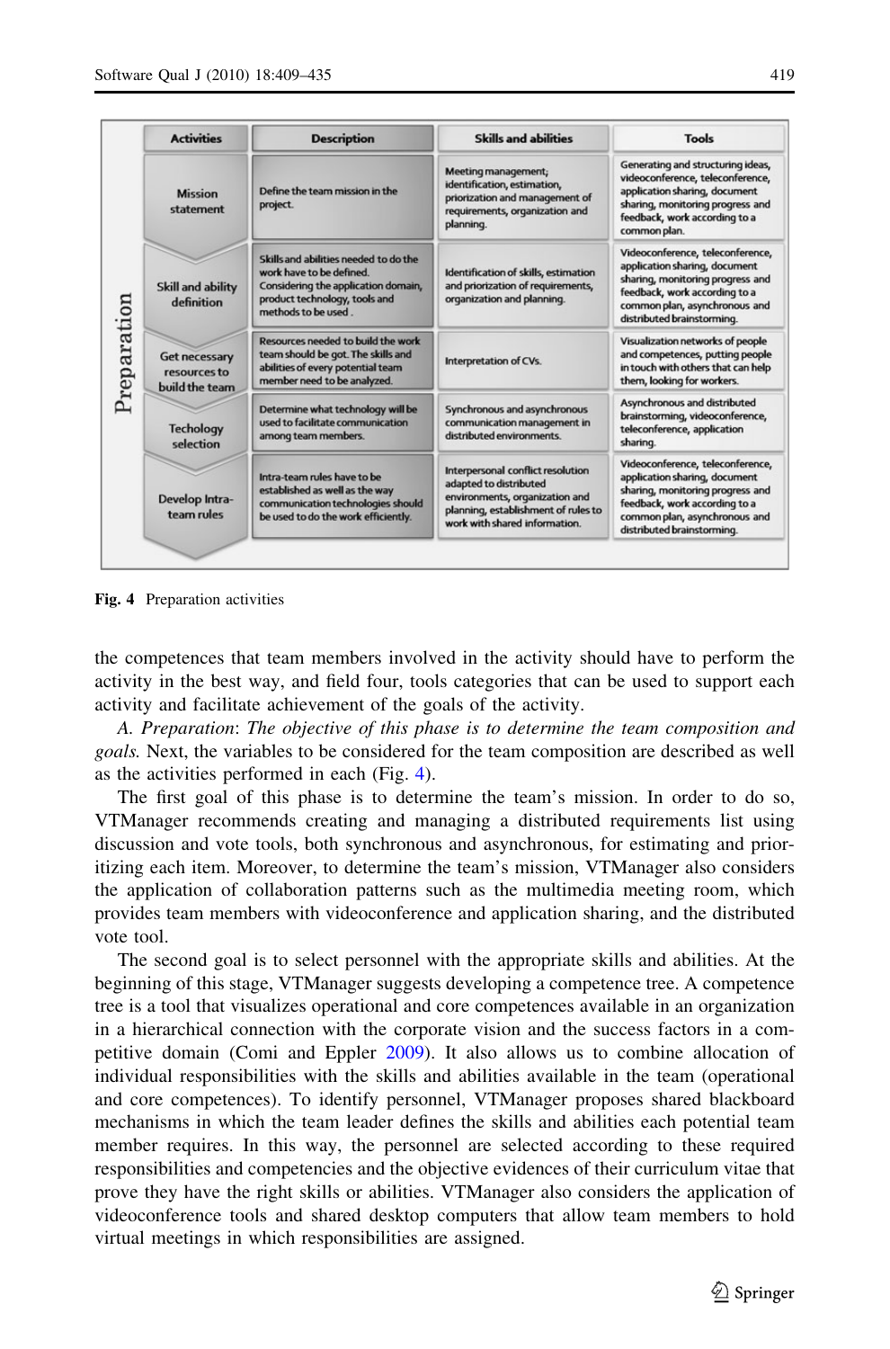| Preparation | Activities | Description | Skills and abilities | Tools |
|---|---|---|---|---|
| | Mission statement | Define the team mission in the project. | Meeting management; identification, estimation, priorization and management of requirements, organization and planning. | Generating and structuring ideas, videoconference, teleconference, application sharing, document sharing, monitoring progress and feedback, work according to a common plan. |
| | Skill and ability definition | Skills and abilities needed to do the work have to be defined. Considering the application domain, product technology, tools and methods to be used . | Identification of skills, estimation and priorization of requirements, organization and planning. | Videoconference, teleconference, application sharing, document sharing, monitoring progress and feedback, work according to a common plan, asynchronous and distributed brainstorming. |
| | Get necessary resources to build the team | Resources needed to build the work team should be got. The skills and abilities of every potential team member need to be analyzed. | Interpretation of CVs. | Visualization networks of people and competences, putting people in touch with others that can help them, looking for workers. |
| | Techology selection | Determine what technology will be used to facilitate communication among team members. | Synchronous and asynchronous communication management in distributed environments. | Asynchronous and distributed brainstorming, videoconference, teleconference, application sharing. |
| | Develop Intra-team rules | Intra-team rules have to be established as well as the way communication technologies should be used to do the work efficiently. | Interpersonal conflict resolution adapted to distributed environments, organization and planning, establishment of rules to work with shared information. | Videoconference, teleconference, application sharing, document sharing, monitoring progress and feedback, work according to a common plan, asynchronous and distributed brainstorming. |

**Fig. 4** Preparation activities

the competences that team members involved in the activity should have to perform the activity in the best way, and field four, tools categories that can be used to support each activity and facilitate achievement of the goals of the activity.

*A. Preparation*: *The objective of this phase is to determine the team composition and goals.* Next, the variables to be considered for the team composition are described as well as the activities performed in each (Fig. 4).

The first goal of this phase is to determine the team's mission. In order to do so, VTManager recommends creating and managing a distributed requirements list using discussion and vote tools, both synchronous and asynchronous, for estimating and prioritizing each item. Moreover, to determine the team's mission, VTManager also considers the application of collaboration patterns such as the multimedia meeting room, which provides team members with videoconference and application sharing, and the distributed vote tool.

The second goal is to select personnel with the appropriate skills and abilities. At the beginning of this stage, VTManager suggests developing a competence tree. A competence tree is a tool that visualizes operational and core competences available in an organization in a hierarchical connection with the corporate vision and the success factors in a competitive domain (Comi and Eppler 2009). It also allows us to combine allocation of individual responsibilities with the skills and abilities available in the team (operational and core competences). To identify personnel, VTManager proposes shared blackboard mechanisms in which the team leader defines the skills and abilities each potential team member requires. In this way, the personnel are selected according to these required responsibilities and competencies and the objective evidences of their curriculum vitae that prove they have the right skills or abilities. VTManager also considers the application of videoconference tools and shared desktop computers that allow team members to hold virtual meetings in which responsibilities are assigned.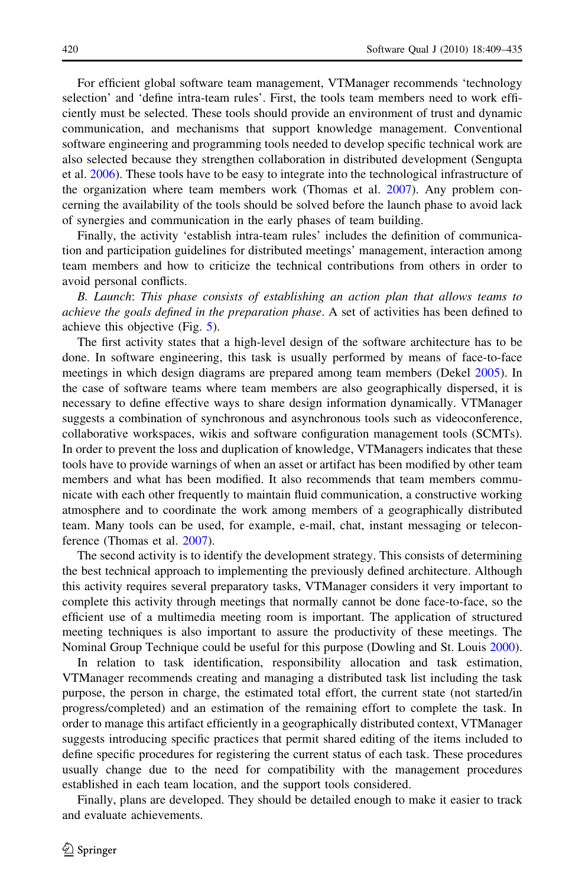For efficient global software team management, VTManager recommends 'technology selection' and 'define intra-team rules'. First, the tools team members need to work efficiently must be selected. These tools should provide an environment of trust and dynamic communication, and mechanisms that support knowledge management. Conventional software engineering and programming tools needed to develop specific technical work are also selected because they strengthen collaboration in distributed development (Sengupta et al. 2006). These tools have to be easy to integrate into the technological infrastructure of the organization where team members work (Thomas et al. 2007). Any problem concerning the availability of the tools should be solved before the launch phase to avoid lack of synergies and communication in the early phases of team building.

Finally, the activity 'establish intra-team rules' includes the definition of communication and participation guidelines for distributed meetings' management, interaction among team members and how to criticize the technical contributions from others in order to avoid personal conflicts.

*B. Launch*: *This phase consists of establishing an action plan that allows teams to achieve the goals defined in the preparation phase*. A set of activities has been defined to achieve this objective (Fig. 5).

The first activity states that a high-level design of the software architecture has to be done. In software engineering, this task is usually performed by means of face-to-face meetings in which design diagrams are prepared among team members (Dekel 2005). In the case of software teams where team members are also geographically dispersed, it is necessary to define effective ways to share design information dynamically. VTManager suggests a combination of synchronous and asynchronous tools such as videoconference, collaborative workspaces, wikis and software configuration management tools (SCMTs). In order to prevent the loss and duplication of knowledge, VTManagers indicates that these tools have to provide warnings of when an asset or artifact has been modified by other team members and what has been modified. It also recommends that team members communicate with each other frequently to maintain fluid communication, a constructive working atmosphere and to coordinate the work among members of a geographically distributed team. Many tools can be used, for example, e-mail, chat, instant messaging or teleconference (Thomas et al. 2007).

The second activity is to identify the development strategy. This consists of determining the best technical approach to implementing the previously defined architecture. Although this activity requires several preparatory tasks, VTManager considers it very important to complete this activity through meetings that normally cannot be done face-to-face, so the efficient use of a multimedia meeting room is important. The application of structured meeting techniques is also important to assure the productivity of these meetings. The Nominal Group Technique could be useful for this purpose (Dowling and St. Louis 2000).

In relation to task identification, responsibility allocation and task estimation, VTManager recommends creating and managing a distributed task list including the task purpose, the person in charge, the estimated total effort, the current state (not started/in progress/completed) and an estimation of the remaining effort to complete the task. In order to manage this artifact efficiently in a geographically distributed context, VTManager suggests introducing specific practices that permit shared editing of the items included to define specific procedures for registering the current status of each task. These procedures usually change due to the need for compatibility with the management procedures established in each team location, and the support tools considered.

Finally, plans are developed. They should be detailed enough to make it easier to track and evaluate achievements.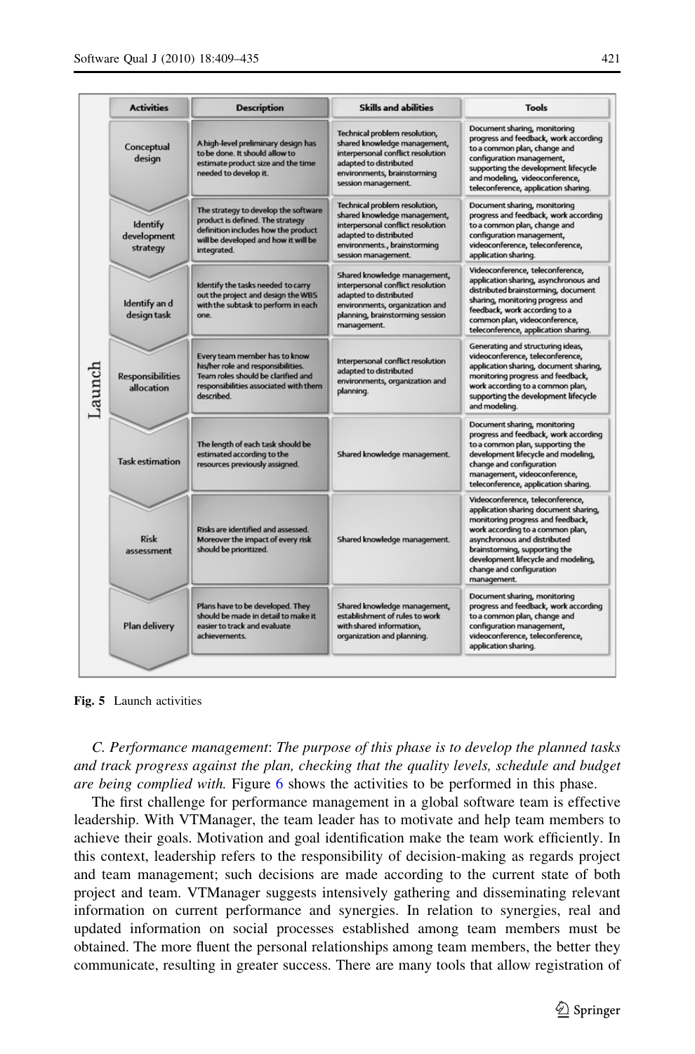| Activities | Description | Skills and abilities | Tools |
| --- | --- | --- | --- |
| Conceptual design | A high-level preliminary design has to be done. It should allow to estimate product size and the time needed to develop it. | Technical problem resolution, shared knowledge management, interpersonal conflict resolution adapted to distributed environments, brainstorming session management. | Document sharing, monitoring progress and feedback, work according to a common plan, change and configuration management, supporting the development lifecycle and modeling, videoconference, teleconference, application sharing. |
| Identify development strategy | The strategy to develop the software product is defined. The strategy definition includes how the product will be developed and how it will be integrated. | Technical problem resolution, shared knowledge management, interpersonal conflict resolution adapted to distributed environments., brainstorming session management. | Document sharing, monitoring progress and feedback, work according to a common plan, change and configuration management, videoconference, teleconference, application sharing. |
| Identify an d design task | Identify the tasks needed to carry out the project and design the WBS with the subtask to perform in each one. | Shared knowledge management, interpersonal conflict resolution adapted to distributed environments, organization and planning, brainstorming session management. | Videoconference, teleconference, application sharing, asynchronous and distributed brainstorming, document sharing, monitoring progress and feedback, work according to a common plan, videoconference, teleconference, application sharing. |
| Responsibilities allocation | Every team member has to know his/her role and responsibilities. Team roles should be clarified and responsibilities associated with them described. | Interpersonal conflict resolution adapted to distributed environments, organization and planning. | Generating and structuring ideas, videoconference, teleconference, application sharing, document sharing, monitoring progress and feedback, work according to a common plan, supporting the development lifecycle and modeling. |
| Task estimation | The length of each task should be estimated according to the resources previously assigned. | Shared knowledge management. | Document sharing, monitoring progress and feedback, work according to a common plan, supporting the development lifecycle and modeling, change and configuration management, videoconference, teleconference, application sharing. |
| Risk assessment | Risks are identified and assessed. Moreover the impact of every risk should be prioritized. | Shared knowledge management. | Videoconference, teleconference, application sharing document sharing, monitoring progress and feedback, work according to a common plan, asynchronous and distributed brainstorming, supporting the development lifecycle and modeling, change and configuration management. |
| Plan delivery | Plans have to be developed. They should be made in detail to make it easier to track and evaluate achievements. | Shared knowledge management, establishment of rules to work with shared information, organization and planning. | Document sharing, monitoring progress and feedback, work according to a common plan, change and configuration management, videoconference, teleconference, application sharing. |

**Fig. 5** Launch activities

*C. Performance management*: *The purpose of this phase is to develop the planned tasks and track progress against the plan, checking that the quality levels, schedule and budget are being complied with.* Figure 6 shows the activities to be performed in this phase.

The first challenge for performance management in a global software team is effective leadership. With VTManager, the team leader has to motivate and help team members to achieve their goals. Motivation and goal identification make the team work efficiently. In this context, leadership refers to the responsibility of decision-making as regards project and team management; such decisions are made according to the current state of both project and team. VTManager suggests intensively gathering and disseminating relevant information on current performance and synergies. In relation to synergies, real and updated information on social processes established among team members must be obtained. The more fluent the personal relationships among team members, the better they communicate, resulting in greater success. There are many tools that allow registration of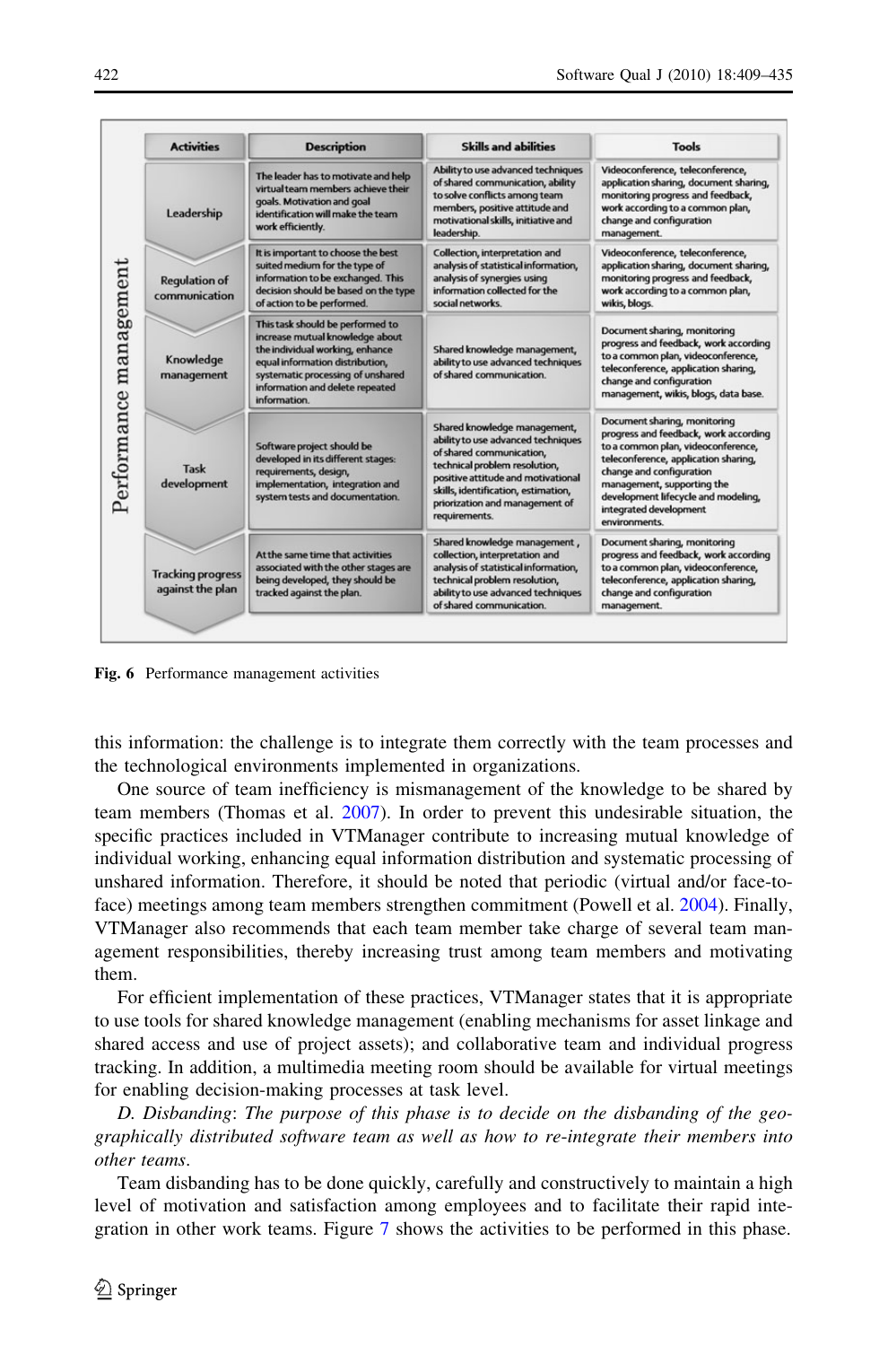| Activities | Description | Skills and abilities | Tools |
|---|---|---|---|
| Leadership | The leader has to motivate and help virtual team members achieve their goals. Motivation and goal identification will make the team work efficiently. | Ability to use advanced techniques of shared communication, ability to solve conflicts among team members, positive attitude and motivational skills, initiative and leadership. | Videoconference, teleconference, application sharing, document sharing, monitoring progress and feedback, work according to a common plan, change and configuration management. |
| Regulation of communication | It is important to choose the best suited medium for the type of information to be exchanged. This decision should be based on the type of action to be performed. | Collection, interpretation and analysis of statistical information, analysis of synergies using information collected for the social networks. | Videoconference, teleconference, application sharing, document sharing, monitoring progress and feedback, work according to a common plan, wikis, blogs. |
| Knowledge management | This task should be performed to increase mutual knowledge about the individual working, enhance equal information distribution, systematic processing of unshared information and delete repeated information. | Shared knowledge management, ability to use advanced techniques of shared communication. | Document sharing, monitoring progress and feedback, work according to a common plan, videoconference, teleconference, application sharing, change and configuration management, wikis, blogs, data base. |
| Task development | Software project should be developed in its different stages: requirements, design, implementation, integration and system tests and documentation. | Shared knowledge management, ability to use advanced techniques of shared communication, technical problem resolution, positive attitude and motivational skills, identification, estimation, priorization and management of requirements. | Document sharing, monitoring progress and feedback, work according to a common plan, videoconference, teleconference, application sharing, change and configuration management, supporting the development lifecycle and modeling, integrated development environments. |
| Tracking progress against the plan | At the same time that activities associated with the other stages are being developed, they should be tracked against the plan. | Shared knowledge management, collection, interpretation and analysis of statistical information, technical problem resolution, ability to use advanced techniques of shared communication. | Document sharing, monitoring progress and feedback, work according to a common plan, videoconference, teleconference, application sharing, change and configuration management. |

**Fig. 6** Performance management activities

this information: the challenge is to integrate them correctly with the team processes and the technological environments implemented in organizations.

One source of team inefficiency is mismanagement of the knowledge to be shared by team members (Thomas et al. 2007). In order to prevent this undesirable situation, the specific practices included in VTManager contribute to increasing mutual knowledge of individual working, enhancing equal information distribution and systematic processing of unshared information. Therefore, it should be noted that periodic (virtual and/or face-to-face) meetings among team members strengthen commitment (Powell et al. 2004). Finally, VTManager also recommends that each team member take charge of several team management responsibilities, thereby increasing trust among team members and motivating them.

For efficient implementation of these practices, VTManager states that it is appropriate to use tools for shared knowledge management (enabling mechanisms for asset linkage and shared access and use of project assets); and collaborative team and individual progress tracking. In addition, a multimedia meeting room should be available for virtual meetings for enabling decision-making processes at task level.

*D. Disbanding*: *The purpose of this phase is to decide on the disbanding of the geographically distributed software team as well as how to re-integrate their members into other teams.*

Team disbanding has to be done quickly, carefully and constructively to maintain a high level of motivation and satisfaction among employees and to facilitate their rapid integration in other work teams. Figure 7 shows the activities to be performed in this phase.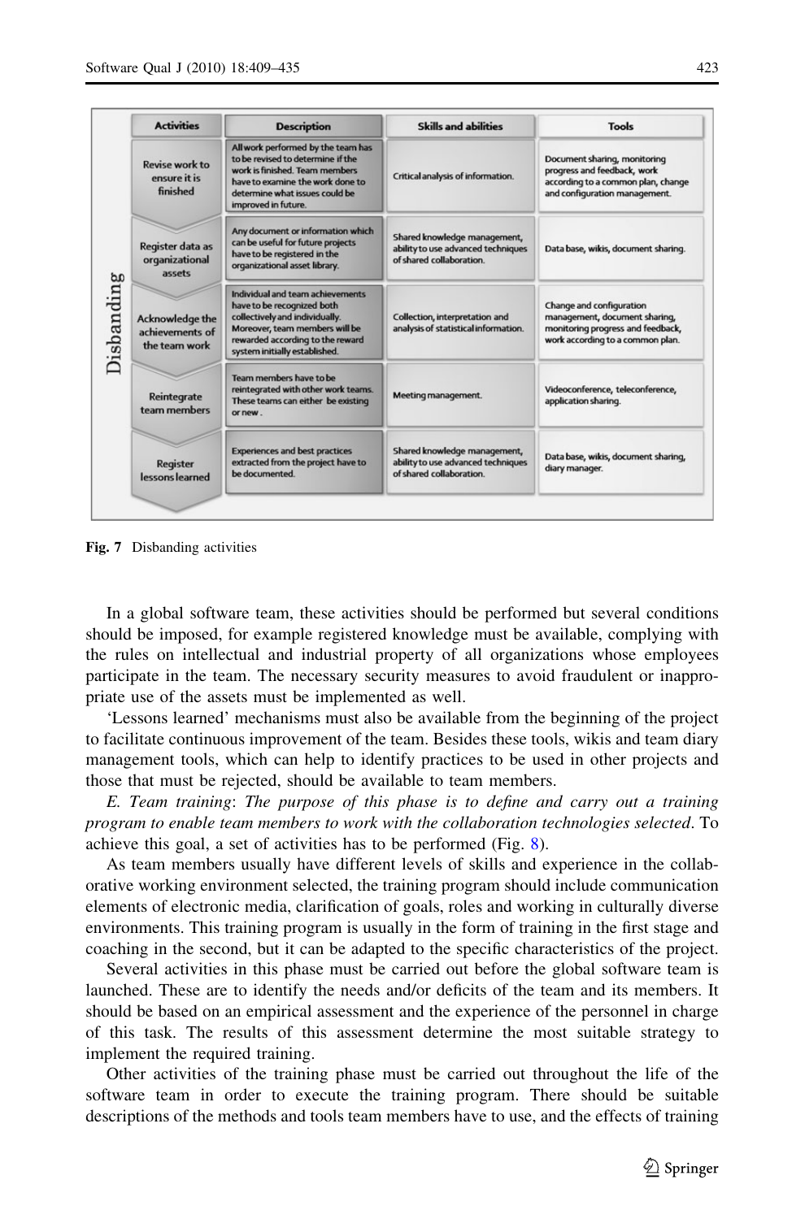| Disbanding | Activities | Description | Skills and abilities | Tools |
|---|---|---|---|---|
| | Revise work to ensure it is finished | All work performed by the team has to be revised to determine if the work is finished. Team members have to examine the work done to determine what issues could be improved in future. | Critical analysis of information. | Document sharing, monitoring progress and feedback, work according to a common plan, change and configuration management. |
| | Register data as organizational assets | Any document or information which can be useful for future projects have to be registered in the organizational asset library. | Shared knowledge management, ability to use advanced techniques of shared collaboration. | Data base, wikis, document sharing. |
| | Acknowledge the achievements of the team work | Individual and team achievements have to be recognized both collectively and individually. Moreover, team members will be rewarded according to the reward system initially established. | Collection, interpretation and analysis of statistical information. | Change and configuration management, document sharing, monitoring progress and feedback, work according to a common plan. |
| | Reintegrate team members | Team members have to be reintegrated with other work teams. These teams can either be existing or new . | Meeting management. | Videoconference, teleconference, application sharing. |
| | Register lessons learned | Experiences and best practices extracted from the project have to be documented. | Shared knowledge management, ability to use advanced techniques of shared collaboration. | Data base, wikis, document sharing, diary manager. |

**Fig. 7** Disbanding activities

In a global software team, these activities should be performed but several conditions should be imposed, for example registered knowledge must be available, complying with the rules on intellectual and industrial property of all organizations whose employees participate in the team. The necessary security measures to avoid fraudulent or inappropriate use of the assets must be implemented as well.

'Lessons learned' mechanisms must also be available from the beginning of the project to facilitate continuous improvement of the team. Besides these tools, wikis and team diary management tools, which can help to identify practices to be used in other projects and those that must be rejected, should be available to team members.

E. Team training: *The purpose of this phase is to define and carry out a training program to enable team members to work with the collaboration technologies selected*. To achieve this goal, a set of activities has to be performed (Fig. 8).

As team members usually have different levels of skills and experience in the collaborative working environment selected, the training program should include communication elements of electronic media, clarification of goals, roles and working in culturally diverse environments. This training program is usually in the form of training in the first stage and coaching in the second, but it can be adapted to the specific characteristics of the project.

Several activities in this phase must be carried out before the global software team is launched. These are to identify the needs and/or deficits of the team and its members. It should be based on an empirical assessment and the experience of the personnel in charge of this task. The results of this assessment determine the most suitable strategy to implement the required training.

Other activities of the training phase must be carried out throughout the life of the software team in order to execute the training program. There should be suitable descriptions of the methods and tools team members have to use, and the effects of training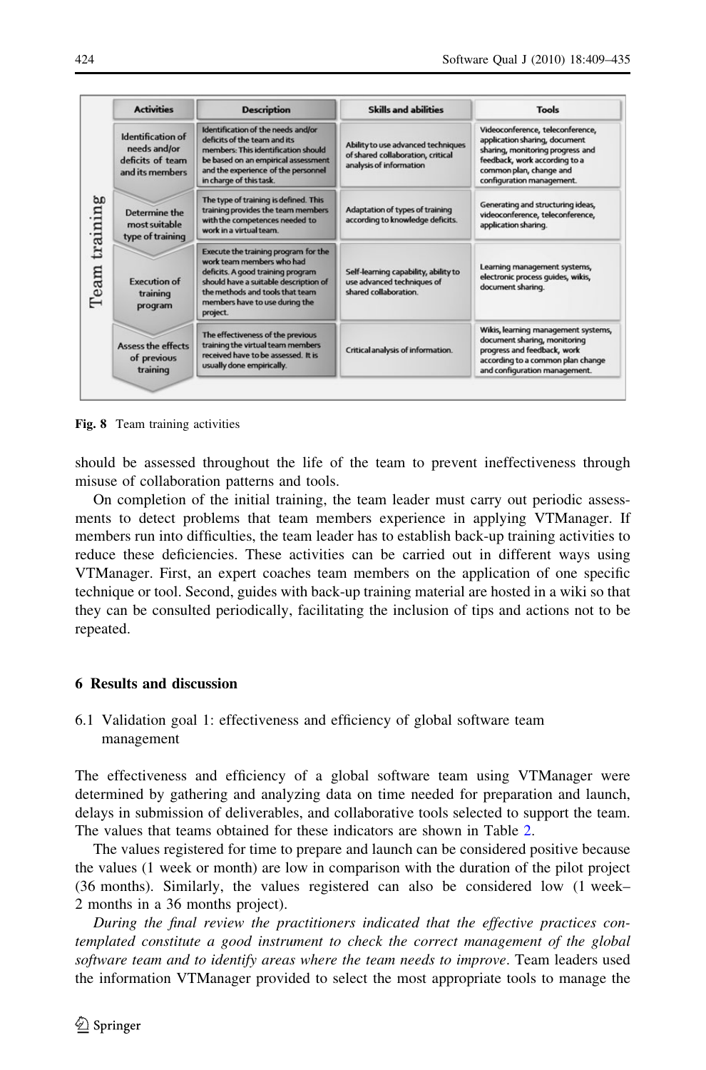| Team training | Activities | Description | Skills and abilities | Tools |
|---|---|---|---|---|
| | Identification of needs and/or deficits of team and its members | Identification of the needs and/or deficits of the team and its members: This identification should be based on an empirical assessment and the experience of the personnel in charge of this task. | Ability to use advanced techniques of shared collaboration, critical analysis of information | Videoconference, teleconference, application sharing, document sharing, monitoring progress and feedback, work according to a common plan, change and configuration management. |
| | Determine the most suitable type of training | The type of training is defined. This training provides the team members with the competences needed to work in a virtual team. | Adaptation of types of training according to knowledge deficits. | Generating and structuring ideas, videoconference, teleconference, application sharing. |
| | Execution of training program | Execute the training program for the work team members who had deficits. A good training program should have a suitable description of the methods and tools that team members have to use during the project. | Self-learning capability, ability to use advanced techniques of shared collaboration. | Learning management systems, electronic process guides, wikis, document sharing. |
| | Assess the effects of previous training | The effectiveness of the previous training the virtual team members received have to be assessed. It is usually done empirically. | Critical analysis of information. | Wikis, learning management systems, document sharing, monitoring progress and feedback, work according to a common plan change and configuration management. |

**Fig. 8** Team training activities

should be assessed throughout the life of the team to prevent ineffectiveness through misuse of collaboration patterns and tools.

On completion of the initial training, the team leader must carry out periodic assessments to detect problems that team members experience in applying VTManager. If members run into difficulties, the team leader has to establish back-up training activities to reduce these deficiencies. These activities can be carried out in different ways using VTManager. First, an expert coaches team members on the application of one specific technique or tool. Second, guides with back-up training material are hosted in a wiki so that they can be consulted periodically, facilitating the inclusion of tips and actions not to be repeated.

## 6 Results and discussion

### 6.1 Validation goal 1: effectiveness and efficiency of global software team management

The effectiveness and efficiency of a global software team using VTManager were determined by gathering and analyzing data on time needed for preparation and launch, delays in submission of deliverables, and collaborative tools selected to support the team. The values that teams obtained for these indicators are shown in Table 2.

The values registered for time to prepare and launch can be considered positive because the values (1 week or month) are low in comparison with the duration of the pilot project (36 months). Similarly, the values registered can also be considered low (1 week–2 months in a 36 months project).

*During the final review the practitioners indicated that the effective practices contemplated constitute a good instrument to check the correct management of the global software team and to identify areas where the team needs to improve*. Team leaders used the information VTManager provided to select the most appropriate tools to manage the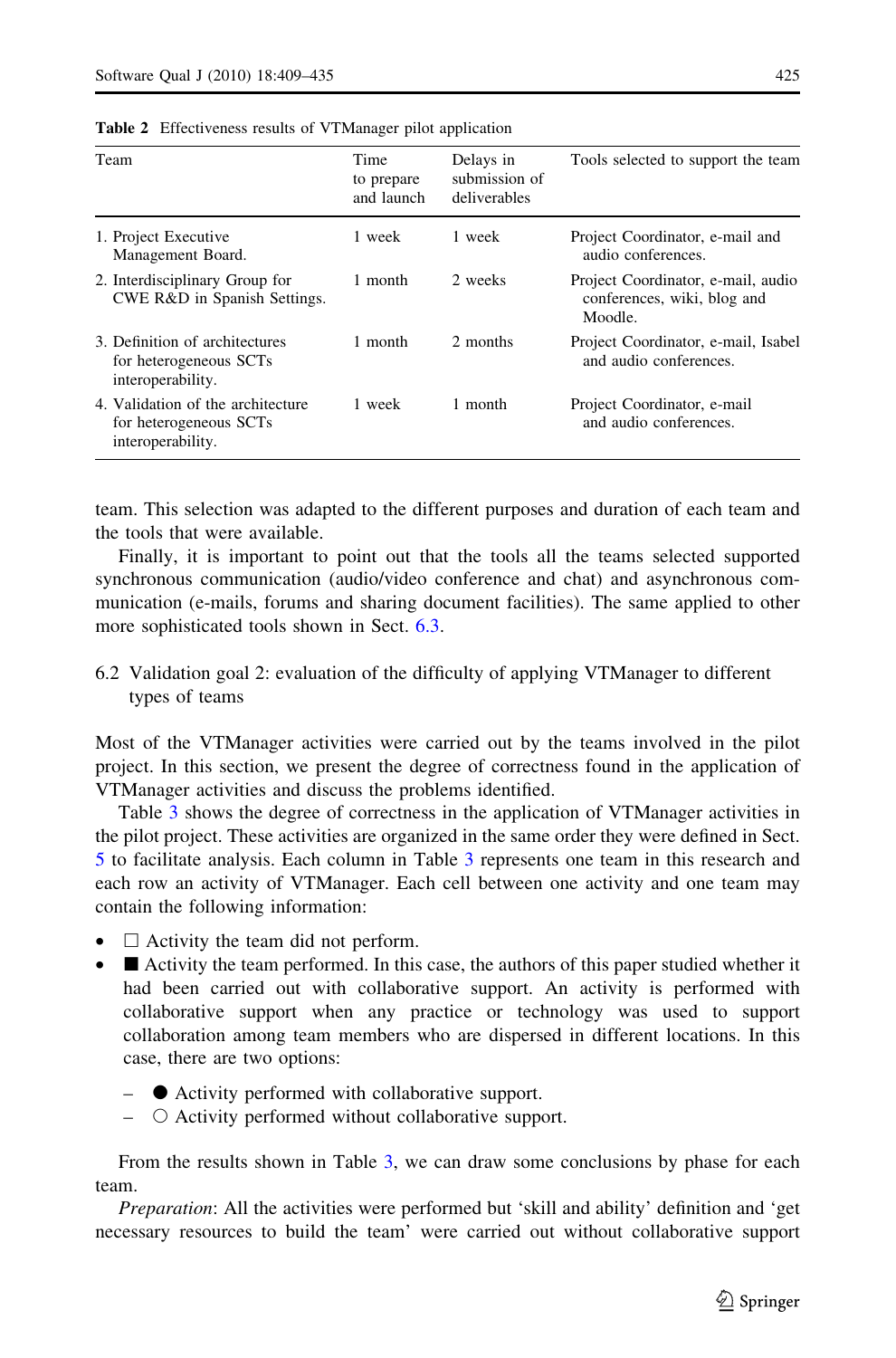**Table 2** Effectiveness results of VTManager pilot application

| Team | Time to prepare and launch | Delays in submission of deliverables | Tools selected to support the team |
|---|---|---|---|
| 1. Project Executive Management Board. | 1 week | 1 week | Project Coordinator, e-mail and audio conferences. |
| 2. Interdisciplinary Group for CWE R&D in Spanish Settings. | 1 month | 2 weeks | Project Coordinator, e-mail, audio conferences, wiki, blog and Moodle. |
| 3. Definition of architectures for heterogeneous SCTs interoperability. | 1 month | 2 months | Project Coordinator, e-mail, Isabel and audio conferences. |
| 4. Validation of the architecture for heterogeneous SCTs interoperability. | 1 week | 1 month | Project Coordinator, e-mail and audio conferences. |

team. This selection was adapted to the different purposes and duration of each team and the tools that were available.

Finally, it is important to point out that the tools all the teams selected supported synchronous communication (audio/video conference and chat) and asynchronous communication (e-mails, forums and sharing document facilities). The same applied to other more sophisticated tools shown in Sect. 6.3.

## 6.2 Validation goal 2: evaluation of the difficulty of applying VTManager to different types of teams

Most of the VTManager activities were carried out by the teams involved in the pilot project. In this section, we present the degree of correctness found in the application of VTManager activities and discuss the problems identified.

Table 3 shows the degree of correctness in the application of VTManager activities in the pilot project. These activities are organized in the same order they were defined in Sect. 5 to facilitate analysis. Each column in Table 3 represents one team in this research and each row an activity of VTManager. Each cell between one activity and one team may contain the following information:

- □ Activity the team did not perform.
- ■ Activity the team performed. In this case, the authors of this paper studied whether it had been carried out with collaborative support. An activity is performed with collaborative support when any practice or technology was used to support collaboration among team members who are dispersed in different locations. In this case, there are two options:
  - ● Activity performed with collaborative support.
  - ○ Activity performed without collaborative support.

From the results shown in Table 3, we can draw some conclusions by phase for each team.

*Preparation*: All the activities were performed but 'skill and ability' definition and 'get necessary resources to build the team' were carried out without collaborative support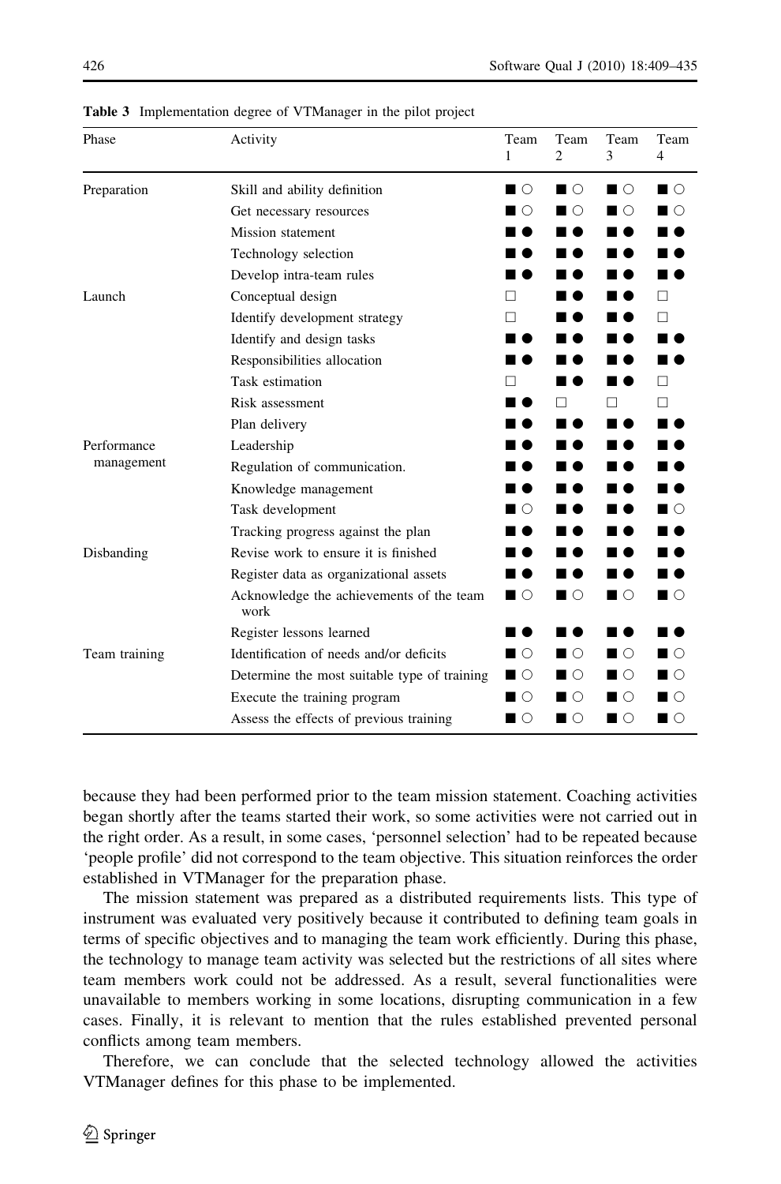**Table 3** Implementation degree of VTManager in the pilot project

| Phase | Activity | Team 1 | Team 2 | Team 3 | Team 4 |
|---|---|---|---|---|---|
| Preparation | Skill and ability definition | ■ ○ | ■ ○ | ■ ○ | ■ ○ |
| | Get necessary resources | ■ ○ | ■ ○ | ■ ○ | ■ ○ |
| | Mission statement | ■ ● | ■ ● | ■ ● | ■ ● |
| | Technology selection | ■ ● | ■ ● | ■ ● | ■ ● |
| | Develop intra-team rules | ■ ● | ■ ● | ■ ● | ■ ● |
| Launch | Conceptual design | □ | ■ ● | ■ ● | □ |
| | Identify development strategy | □ | ■ ● | ■ ● | □ |
| | Identify and design tasks | ■ ● | ■ ● | ■ ● | ■ ● |
| | Responsibilities allocation | ■ ● | ■ ● | ■ ● | ■ ● |
| | Task estimation | □ | ■ ● | ■ ● | □ |
| | Risk assessment | ■ ● | □ | □ | □ |
| | Plan delivery | ■ ● | ■ ● | ■ ● | ■ ● |
| Performance management | Leadership | ■ ● | ■ ● | ■ ● | ■ ● |
| | Regulation of communication. | ■ ● | ■ ● | ■ ● | ■ ● |
| | Knowledge management | ■ ● | ■ ● | ■ ● | ■ ● |
| | Task development | ■ ○ | ■ ● | ■ ● | ■ ○ |
| | Tracking progress against the plan | ■ ● | ■ ● | ■ ● | ■ ● |
| Disbanding | Revise work to ensure it is finished | ■ ● | ■ ● | ■ ● | ■ ● |
| | Register data as organizational assets | ■ ● | ■ ● | ■ ● | ■ ● |
| | Acknowledge the achievements of the team work | ■ ○ | ■ ○ | ■ ○ | ■ ○ |
| | Register lessons learned | ■ ● | ■ ● | ■ ● | ■ ● |
| Team training | Identification of needs and/or deficits | ■ ○ | ■ ○ | ■ ○ | ■ ○ |
| | Determine the most suitable type of training | ■ ○ | ■ ○ | ■ ○ | ■ ○ |
| | Execute the training program | ■ ○ | ■ ○ | ■ ○ | ■ ○ |
| | Assess the effects of previous training | ■ ○ | ■ ○ | ■ ○ | ■ ○ |

because they had been performed prior to the team mission statement. Coaching activities began shortly after the teams started their work, so some activities were not carried out in the right order. As a result, in some cases, 'personnel selection' had to be repeated because 'people profile' did not correspond to the team objective. This situation reinforces the order established in VTManager for the preparation phase.

The mission statement was prepared as a distributed requirements lists. This type of instrument was evaluated very positively because it contributed to defining team goals in terms of specific objectives and to managing the team work efficiently. During this phase, the technology to manage team activity was selected but the restrictions of all sites where team members work could not be addressed. As a result, several functionalities were unavailable to members working in some locations, disrupting communication in a few cases. Finally, it is relevant to mention that the rules established prevented personal conflicts among team members.

Therefore, we can conclude that the selected technology allowed the activities VTManager defines for this phase to be implemented.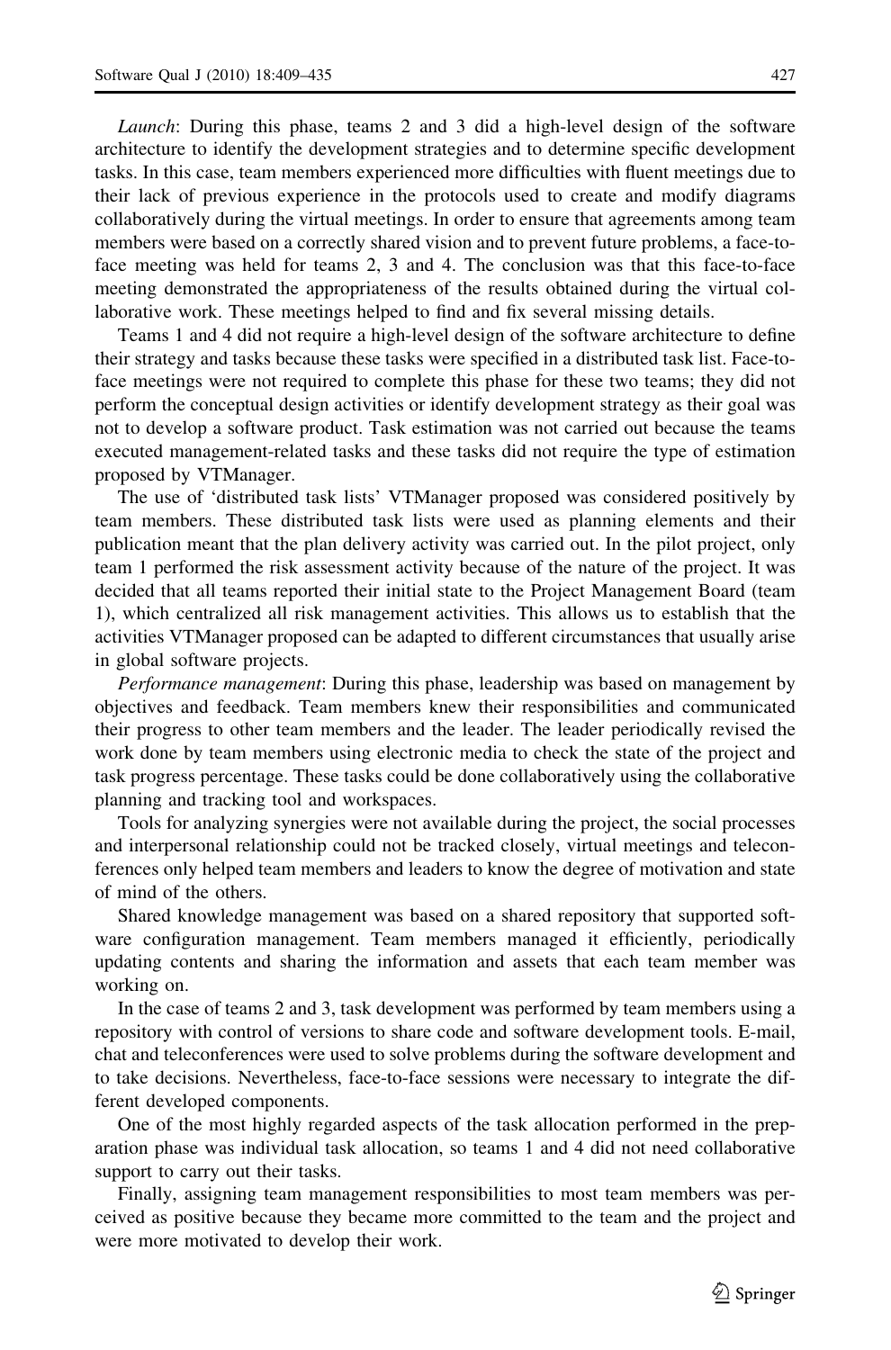*Launch*: During this phase, teams 2 and 3 did a high-level design of the software architecture to identify the development strategies and to determine specific development tasks. In this case, team members experienced more difficulties with fluent meetings due to their lack of previous experience in the protocols used to create and modify diagrams collaboratively during the virtual meetings. In order to ensure that agreements among team members were based on a correctly shared vision and to prevent future problems, a face-to-face meeting was held for teams 2, 3 and 4. The conclusion was that this face-to-face meeting demonstrated the appropriateness of the results obtained during the virtual collaborative work. These meetings helped to find and fix several missing details.

Teams 1 and 4 did not require a high-level design of the software architecture to define their strategy and tasks because these tasks were specified in a distributed task list. Face-to-face meetings were not required to complete this phase for these two teams; they did not perform the conceptual design activities or identify development strategy as their goal was not to develop a software product. Task estimation was not carried out because the teams executed management-related tasks and these tasks did not require the type of estimation proposed by VTManager.

The use of 'distributed task lists' VTManager proposed was considered positively by team members. These distributed task lists were used as planning elements and their publication meant that the plan delivery activity was carried out. In the pilot project, only team 1 performed the risk assessment activity because of the nature of the project. It was decided that all teams reported their initial state to the Project Management Board (team 1), which centralized all risk management activities. This allows us to establish that the activities VTManager proposed can be adapted to different circumstances that usually arise in global software projects.

*Performance management*: During this phase, leadership was based on management by objectives and feedback. Team members knew their responsibilities and communicated their progress to other team members and the leader. The leader periodically revised the work done by team members using electronic media to check the state of the project and task progress percentage. These tasks could be done collaboratively using the collaborative planning and tracking tool and workspaces.

Tools for analyzing synergies were not available during the project, the social processes and interpersonal relationship could not be tracked closely, virtual meetings and teleconferences only helped team members and leaders to know the degree of motivation and state of mind of the others.

Shared knowledge management was based on a shared repository that supported software configuration management. Team members managed it efficiently, periodically updating contents and sharing the information and assets that each team member was working on.

In the case of teams 2 and 3, task development was performed by team members using a repository with control of versions to share code and software development tools. E-mail, chat and teleconferences were used to solve problems during the software development and to take decisions. Nevertheless, face-to-face sessions were necessary to integrate the different developed components.

One of the most highly regarded aspects of the task allocation performed in the preparation phase was individual task allocation, so teams 1 and 4 did not need collaborative support to carry out their tasks.

Finally, assigning team management responsibilities to most team members was perceived as positive because they became more committed to the team and the project and were more motivated to develop their work.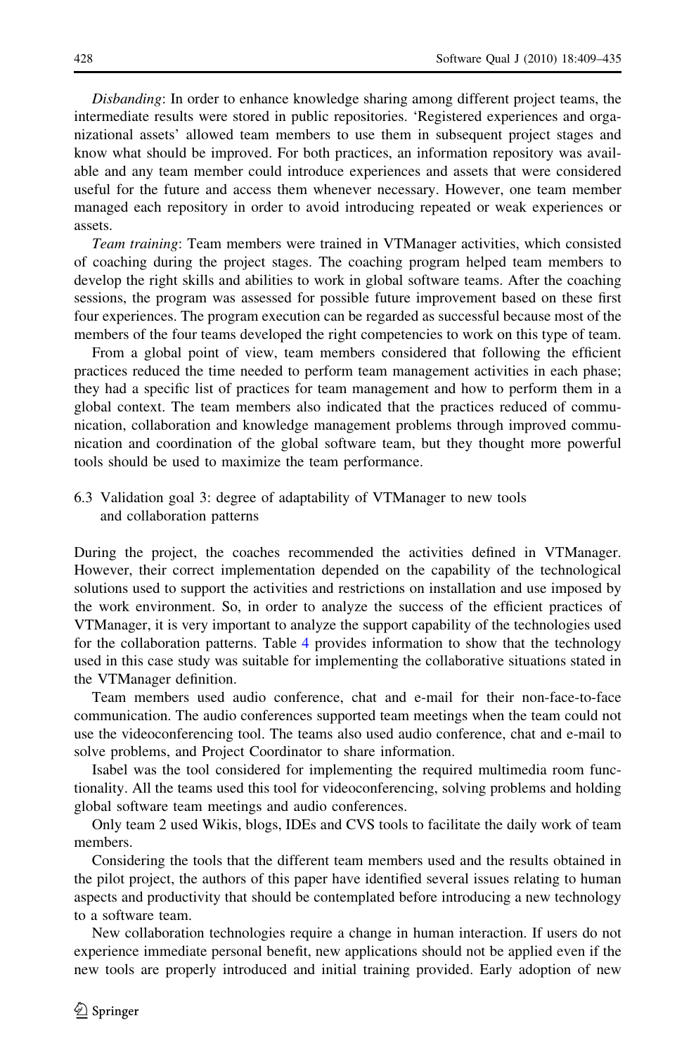*Disbanding*: In order to enhance knowledge sharing among different project teams, the intermediate results were stored in public repositories. 'Registered experiences and organizational assets' allowed team members to use them in subsequent project stages and know what should be improved. For both practices, an information repository was available and any team member could introduce experiences and assets that were considered useful for the future and access them whenever necessary. However, one team member managed each repository in order to avoid introducing repeated or weak experiences or assets.

*Team training*: Team members were trained in VTManager activities, which consisted of coaching during the project stages. The coaching program helped team members to develop the right skills and abilities to work in global software teams. After the coaching sessions, the program was assessed for possible future improvement based on these first four experiences. The program execution can be regarded as successful because most of the members of the four teams developed the right competencies to work on this type of team.

From a global point of view, team members considered that following the efficient practices reduced the time needed to perform team management activities in each phase; they had a specific list of practices for team management and how to perform them in a global context. The team members also indicated that the practices reduced of communication, collaboration and knowledge management problems through improved communication and coordination of the global software team, but they thought more powerful tools should be used to maximize the team performance.

### 6.3 Validation goal 3: degree of adaptability of VTManager to new tools and collaboration patterns

During the project, the coaches recommended the activities defined in VTManager. However, their correct implementation depended on the capability of the technological solutions used to support the activities and restrictions on installation and use imposed by the work environment. So, in order to analyze the success of the efficient practices of VTManager, it is very important to analyze the support capability of the technologies used for the collaboration patterns. Table 4 provides information to show that the technology used in this case study was suitable for implementing the collaborative situations stated in the VTManager definition.

Team members used audio conference, chat and e-mail for their non-face-to-face communication. The audio conferences supported team meetings when the team could not use the videoconferencing tool. The teams also used audio conference, chat and e-mail to solve problems, and Project Coordinator to share information.

Isabel was the tool considered for implementing the required multimedia room functionality. All the teams used this tool for videoconferencing, solving problems and holding global software team meetings and audio conferences.

Only team 2 used Wikis, blogs, IDEs and CVS tools to facilitate the daily work of team members.

Considering the tools that the different team members used and the results obtained in the pilot project, the authors of this paper have identified several issues relating to human aspects and productivity that should be contemplated before introducing a new technology to a software team.

New collaboration technologies require a change in human interaction. If users do not experience immediate personal benefit, new applications should not be applied even if the new tools are properly introduced and initial training provided. Early adoption of new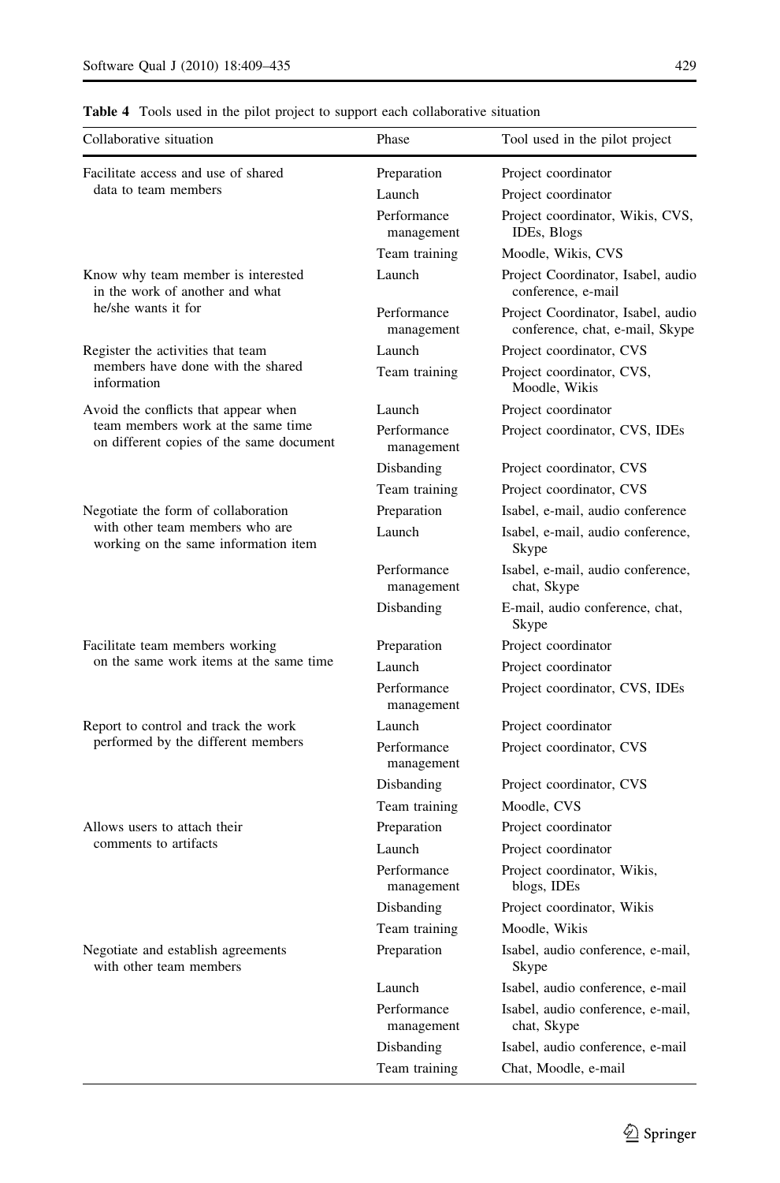**Table 4** Tools used in the pilot project to support each collaborative situation

| Collaborative situation | Phase | Tool used in the pilot project |
| --- | --- | --- |
| Facilitate access and use of shared data to team members | Preparation | Project coordinator |
| | Launch | Project coordinator |
| | Performance management | Project coordinator, Wikis, CVS, IDEs, Blogs |
| | Team training | Moodle, Wikis, CVS |
| Know why team member is interested in the work of another and what he/she wants it for | Launch | Project Coordinator, Isabel, audio conference, e-mail |
| | Performance management | Project Coordinator, Isabel, audio conference, chat, e-mail, Skype |
| Register the activities that team members have done with the shared information | Launch | Project coordinator, CVS |
| | Team training | Project coordinator, CVS, Moodle, Wikis |
| Avoid the conflicts that appear when team members work at the same time on different copies of the same document | Launch | Project coordinator |
| | Performance management | Project coordinator, CVS, IDEs |
| | Disbanding | Project coordinator, CVS |
| | Team training | Project coordinator, CVS |
| Negotiate the form of collaboration with other team members who are working on the same information item | Preparation | Isabel, e-mail, audio conference |
| | Launch | Isabel, e-mail, audio conference, Skype |
| | Performance management | Isabel, e-mail, audio conference, chat, Skype |
| | Disbanding | E-mail, audio conference, chat, Skype |
| Facilitate team members working on the same work items at the same time | Preparation | Project coordinator |
| | Launch | Project coordinator |
| | Performance management | Project coordinator, CVS, IDEs |
| Report to control and track the work performed by the different members | Launch | Project coordinator |
| | Performance management | Project coordinator, CVS |
| | Disbanding | Project coordinator, CVS |
| | Team training | Moodle, CVS |
| Allows users to attach their comments to artifacts | Preparation | Project coordinator |
| | Launch | Project coordinator |
| | Performance management | Project coordinator, Wikis, blogs, IDEs |
| | Disbanding | Project coordinator, Wikis |
| | Team training | Moodle, Wikis |
| Negotiate and establish agreements with other team members | Preparation | Isabel, audio conference, e-mail, Skype |
| | Launch | Isabel, audio conference, e-mail |
| | Performance management | Isabel, audio conference, e-mail, chat, Skype |
| | Disbanding | Isabel, audio conference, e-mail |
| | Team training | Chat, Moodle, e-mail |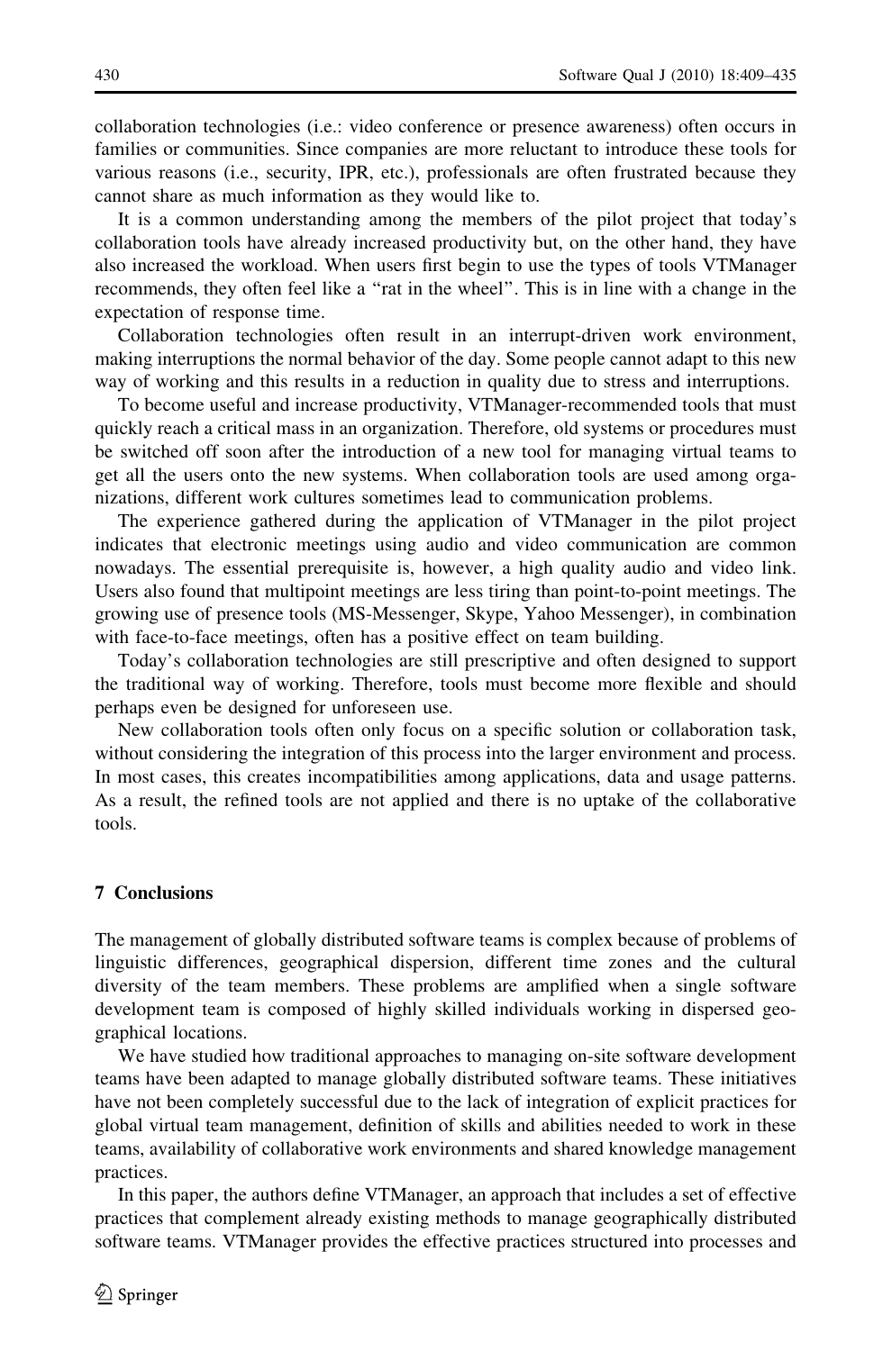collaboration technologies (i.e.: video conference or presence awareness) often occurs in families or communities. Since companies are more reluctant to introduce these tools for various reasons (i.e., security, IPR, etc.), professionals are often frustrated because they cannot share as much information as they would like to.

It is a common understanding among the members of the pilot project that today's collaboration tools have already increased productivity but, on the other hand, they have also increased the workload. When users first begin to use the types of tools VTManager recommends, they often feel like a "rat in the wheel". This is in line with a change in the expectation of response time.

Collaboration technologies often result in an interrupt-driven work environment, making interruptions the normal behavior of the day. Some people cannot adapt to this new way of working and this results in a reduction in quality due to stress and interruptions.

To become useful and increase productivity, VTManager-recommended tools that must quickly reach a critical mass in an organization. Therefore, old systems or procedures must be switched off soon after the introduction of a new tool for managing virtual teams to get all the users onto the new systems. When collaboration tools are used among organizations, different work cultures sometimes lead to communication problems.

The experience gathered during the application of VTManager in the pilot project indicates that electronic meetings using audio and video communication are common nowadays. The essential prerequisite is, however, a high quality audio and video link. Users also found that multipoint meetings are less tiring than point-to-point meetings. The growing use of presence tools (MS-Messenger, Skype, Yahoo Messenger), in combination with face-to-face meetings, often has a positive effect on team building.

Today's collaboration technologies are still prescriptive and often designed to support the traditional way of working. Therefore, tools must become more flexible and should perhaps even be designed for unforeseen use.

New collaboration tools often only focus on a specific solution or collaboration task, without considering the integration of this process into the larger environment and process. In most cases, this creates incompatibilities among applications, data and usage patterns. As a result, the refined tools are not applied and there is no uptake of the collaborative tools.

## 7 Conclusions

The management of globally distributed software teams is complex because of problems of linguistic differences, geographical dispersion, different time zones and the cultural diversity of the team members. These problems are amplified when a single software development team is composed of highly skilled individuals working in dispersed geographical locations.

We have studied how traditional approaches to managing on-site software development teams have been adapted to manage globally distributed software teams. These initiatives have not been completely successful due to the lack of integration of explicit practices for global virtual team management, definition of skills and abilities needed to work in these teams, availability of collaborative work environments and shared knowledge management practices.

In this paper, the authors define VTManager, an approach that includes a set of effective practices that complement already existing methods to manage geographically distributed software teams. VTManager provides the effective practices structured into processes and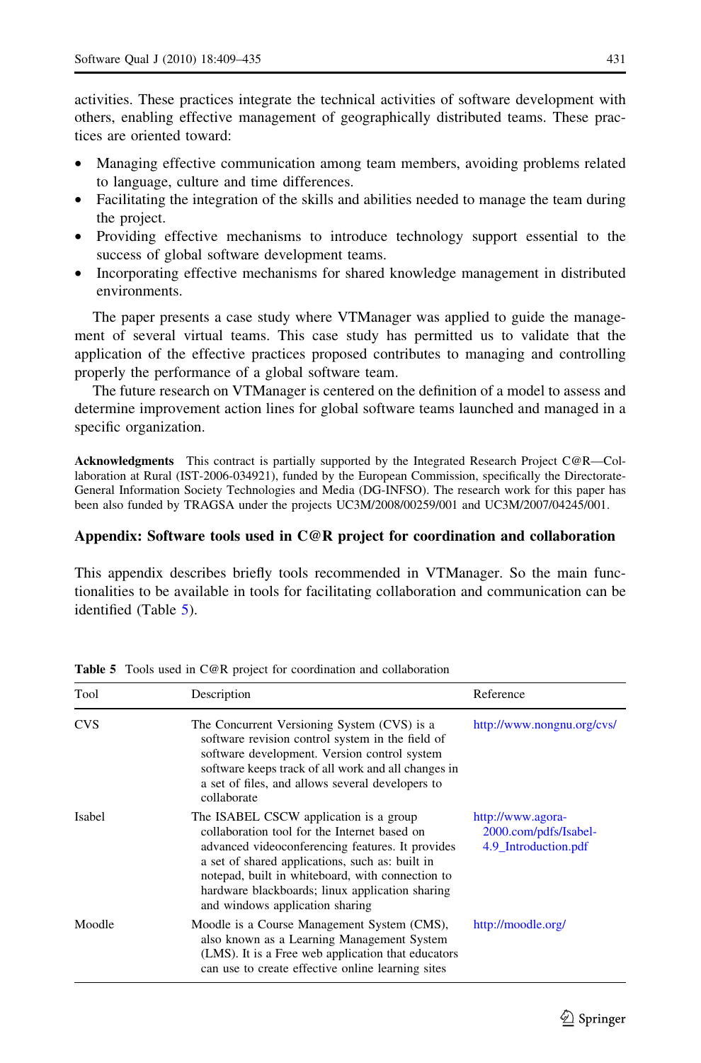activities. These practices integrate the technical activities of software development with others, enabling effective management of geographically distributed teams. These practices are oriented toward:

- Managing effective communication among team members, avoiding problems related to language, culture and time differences.
- Facilitating the integration of the skills and abilities needed to manage the team during the project.
- Providing effective mechanisms to introduce technology support essential to the success of global software development teams.
- Incorporating effective mechanisms for shared knowledge management in distributed environments.

The paper presents a case study where VTManager was applied to guide the management of several virtual teams. This case study has permitted us to validate that the application of the effective practices proposed contributes to managing and controlling properly the performance of a global software team.

The future research on VTManager is centered on the definition of a model to assess and determine improvement action lines for global software teams launched and managed in a specific organization.

**Acknowledgments** This contract is partially supported by the Integrated Research Project C@R—Collaboration at Rural (IST-2006-034921), funded by the European Commission, specifically the Directorate-General Information Society Technologies and Media (DG-INFSO). The research work for this paper has been also funded by TRAGSA under the projects UC3M/2008/00259/001 and UC3M/2007/04245/001.

## Appendix: Software tools used in C@R project for coordination and collaboration

This appendix describes briefly tools recommended in VTManager. So the main functionalities to be available in tools for facilitating collaboration and communication can be identified (Table 5).

**Table 5** Tools used in C@R project for coordination and collaboration

| Tool | Description | Reference |
|---|---|---|
| CVS | The Concurrent Versioning System (CVS) is a software revision control system in the field of software development. Version control system software keeps track of all work and all changes in a set of files, and allows several developers to collaborate | http://www.nongnu.org/cvs/ |
| Isabel | The ISABEL CSCW application is a group collaboration tool for the Internet based on advanced videoconferencing features. It provides a set of shared applications, such as: built in notepad, built in whiteboard, with connection to hardware blackboards; linux application sharing and windows application sharing | http://www.agora-2000.com/pdfs/Isabel-4.9_Introduction.pdf |
| Moodle | Moodle is a Course Management System (CMS), also known as a Learning Management System (LMS). It is a Free web application that educators can use to create effective online learning sites | http://moodle.org/ |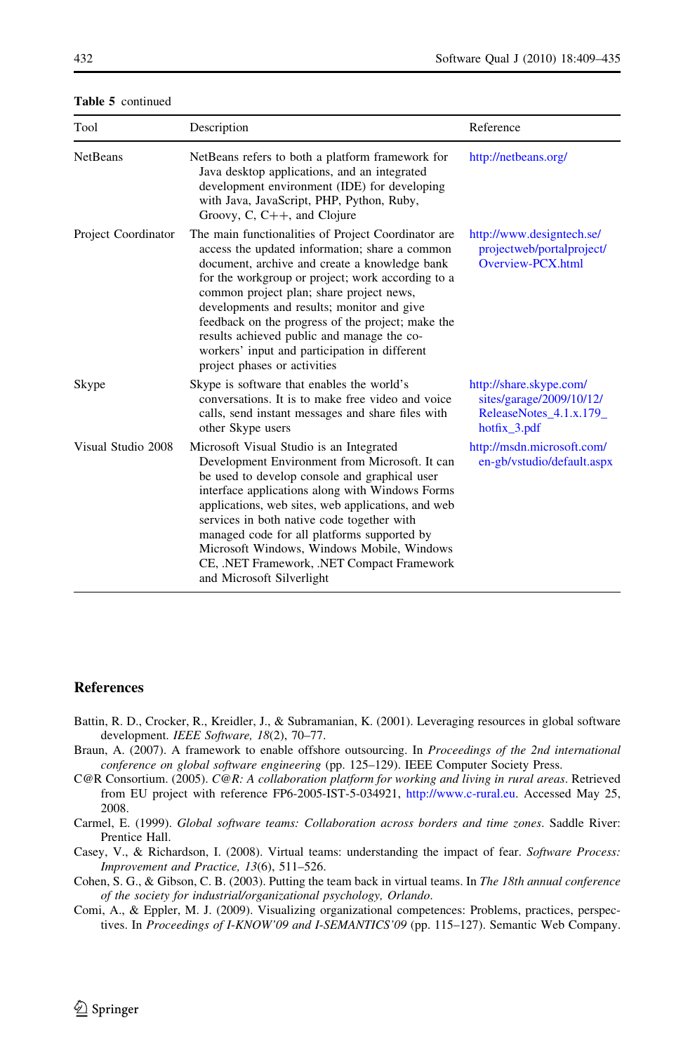**Table 5** continued

| Tool | Description | Reference |
|---|---|---|
| NetBeans | NetBeans refers to both a platform framework for Java desktop applications, and an integrated development environment (IDE) for developing with Java, JavaScript, PHP, Python, Ruby, Groovy, C, C++, and Clojure | http://netbeans.org/ |
| Project Coordinator | The main functionalities of Project Coordinator are access the updated information; share a common document, archive and create a knowledge bank for the workgroup or project; work according to a common project plan; share project news, developments and results; monitor and give feedback on the progress of the project; make the results achieved public and manage the co-workers' input and participation in different project phases or activities | http://www.designtech.se/projectweb/portalproject/Overview-PCX.html |
| Skype | Skype is software that enables the world's conversations. It is to make free video and voice calls, send instant messages and share files with other Skype users | http://share.skype.com/sites/garage/2009/10/12/ReleaseNotes_4.1.x.179_hotfix_3.pdf |
| Visual Studio 2008 | Microsoft Visual Studio is an Integrated Development Environment from Microsoft. It can be used to develop console and graphical user interface applications along with Windows Forms applications, web sites, web applications, and web services in both native code together with managed code for all platforms supported by Microsoft Windows, Windows Mobile, Windows CE, .NET Framework, .NET Compact Framework and Microsoft Silverlight | http://msdn.microsoft.com/en-gb/vstudio/default.aspx |

## References

Battin, R. D., Crocker, R., Kreidler, J., & Subramanian, K. (2001). Leveraging resources in global software development. *IEEE Software, 18*(2), 70–77.

Braun, A. (2007). A framework to enable offshore outsourcing. In *Proceedings of the 2nd international conference on global software engineering* (pp. 125–129). IEEE Computer Society Press.

C@R Consortium. (2005). *C@R: A collaboration platform for working and living in rural areas*. Retrieved from EU project with reference FP6-2005-IST-5-034921, http://www.c-rural.eu. Accessed May 25, 2008.

Carmel, E. (1999). *Global software teams: Collaboration across borders and time zones*. Saddle River: Prentice Hall.

Casey, V., & Richardson, I. (2008). Virtual teams: understanding the impact of fear. *Software Process: Improvement and Practice, 13*(6), 511–526.

Cohen, S. G., & Gibson, C. B. (2003). Putting the team back in virtual teams. In *The 18th annual conference of the society for industrial/organizational psychology, Orlando*.

Comi, A., & Eppler, M. J. (2009). Visualizing organizational competences: Problems, practices, perspectives. In *Proceedings of I-KNOW'09 and I-SEMANTICS'09* (pp. 115–127). Semantic Web Company.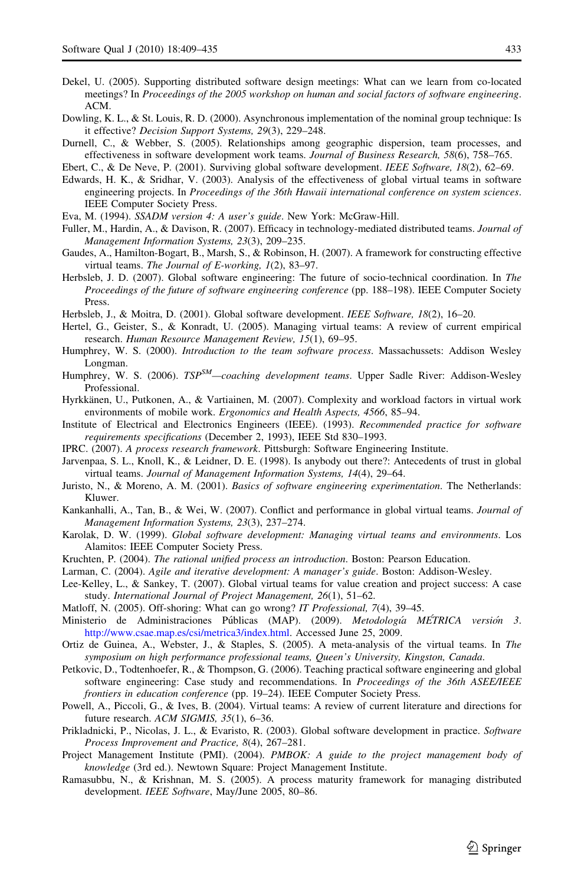Dekel, U. (2005). Supporting distributed software design meetings: What can we learn from co-located meetings? In *Proceedings of the 2005 workshop on human and social factors of software engineering*. ACM.

Dowling, K. L., & St. Louis, R. D. (2000). Asynchronous implementation of the nominal group technique: Is it effective? *Decision Support Systems, 29*(3), 229–248.

Durnell, C., & Webber, S. (2005). Relationships among geographic dispersion, team processes, and effectiveness in software development work teams. *Journal of Business Research, 58*(6), 758–765.

Ebert, C., & De Neve, P. (2001). Surviving global software development. *IEEE Software, 18*(2), 62–69.

Edwards, H. K., & Sridhar, V. (2003). Analysis of the effectiveness of global virtual teams in software engineering projects. In *Proceedings of the 36th Hawaii international conference on system sciences*. IEEE Computer Society Press.

Eva, M. (1994). *SSADM version 4: A user's guide*. New York: McGraw-Hill.

Fuller, M., Hardin, A., & Davison, R. (2007). Efficacy in technology-mediated distributed teams. *Journal of Management Information Systems, 23*(3), 209–235.

Gaudes, A., Hamilton-Bogart, B., Marsh, S., & Robinson, H. (2007). A framework for constructing effective virtual teams. *The Journal of E-working, 1*(2), 83–97.

Herbsleb, J. D. (2007). Global software engineering: The future of socio-technical coordination. In *The Proceedings of the future of software engineering conference* (pp. 188–198). IEEE Computer Society Press.

Herbsleb, J., & Moitra, D. (2001). Global software development. *IEEE Software, 18*(2), 16–20.

Hertel, G., Geister, S., & Konradt, U. (2005). Managing virtual teams: A review of current empirical research. *Human Resource Management Review, 15*(1), 69–95.

Humphrey, W. S. (2000). *Introduction to the team software process*. Massachussets: Addison Wesley Longman.

Humphrey, W. S. (2006). *TSP[SM]—coaching development teams*. Upper Sadle River: Addison-Wesley Professional.

Hyrkkänen, U., Putkonen, A., & Vartiainen, M. (2007). Complexity and workload factors in virtual work environments of mobile work. *Ergonomics and Health Aspects, 4566*, 85–94.

Institute of Electrical and Electronics Engineers (IEEE). (1993). *Recommended practice for software requirements specifications* (December 2, 1993), IEEE Std 830–1993.

IPRC. (2007). *A process research framework*. Pittsburgh: Software Engineering Institute.

Jarvenpaa, S. L., Knoll, K., & Leidner, D. E. (1998). Is anybody out there?: Antecedents of trust in global virtual teams. *Journal of Management Information Systems, 14*(4), 29–64.

Juristo, N., & Moreno, A. M. (2001). *Basics of software engineering experimentation*. The Netherlands: Kluwer.

Kankanhalli, A., Tan, B., & Wei, W. (2007). Conflict and performance in global virtual teams. *Journal of Management Information Systems, 23*(3), 237–274.

Karolak, D. W. (1999). *Global software development: Managing virtual teams and environments*. Los Alamitos: IEEE Computer Society Press.

Kruchten, P. (2004). *The rational unified process an introduction*. Boston: Pearson Education.

Larman, C. (2004). *Agile and iterative development: A manager's guide*. Boston: Addison-Wesley.

Lee-Kelley, L., & Sankey, T. (2007). Global virtual teams for value creation and project success: A case study. *International Journal of Project Management, 26*(1), 51–62.

Matloff, N. (2005). Off-shoring: What can go wrong? *IT Professional, 7*(4), 39–45.

Ministerio de Administraciones Públicas (MAP). (2009). *Metodología MÉTRICA versión 3*. http://www.csae.map.es/csi/metrica3/index.html. Accessed June 25, 2009.

Ortiz de Guinea, A., Webster, J., & Staples, S. (2005). A meta-analysis of the virtual teams. In *The symposium on high performance professional teams, Queen's University, Kingston, Canada*.

Petkovic, D., Todtenhoefer, R., & Thompson, G. (2006). Teaching practical software engineering and global software engineering: Case study and recommendations. In *Proceedings of the 36th ASEE/IEEE frontiers in education conference* (pp. 19–24). IEEE Computer Society Press.

Powell, A., Piccoli, G., & Ives, B. (2004). Virtual teams: A review of current literature and directions for future research. *ACM SIGMIS, 35*(1), 6–36.

Prikladnicki, P., Nicolas, J. L., & Evaristo, R. (2003). Global software development in practice. *Software Process Improvement and Practice, 8*(4), 267–281.

Project Management Institute (PMI). (2004). *PMBOK: A guide to the project management body of knowledge* (3rd ed.). Newtown Square: Project Management Institute.

Ramasubbu, N., & Krishnan, M. S. (2005). A process maturity framework for managing distributed development. *IEEE Software*, May/June 2005, 80–86.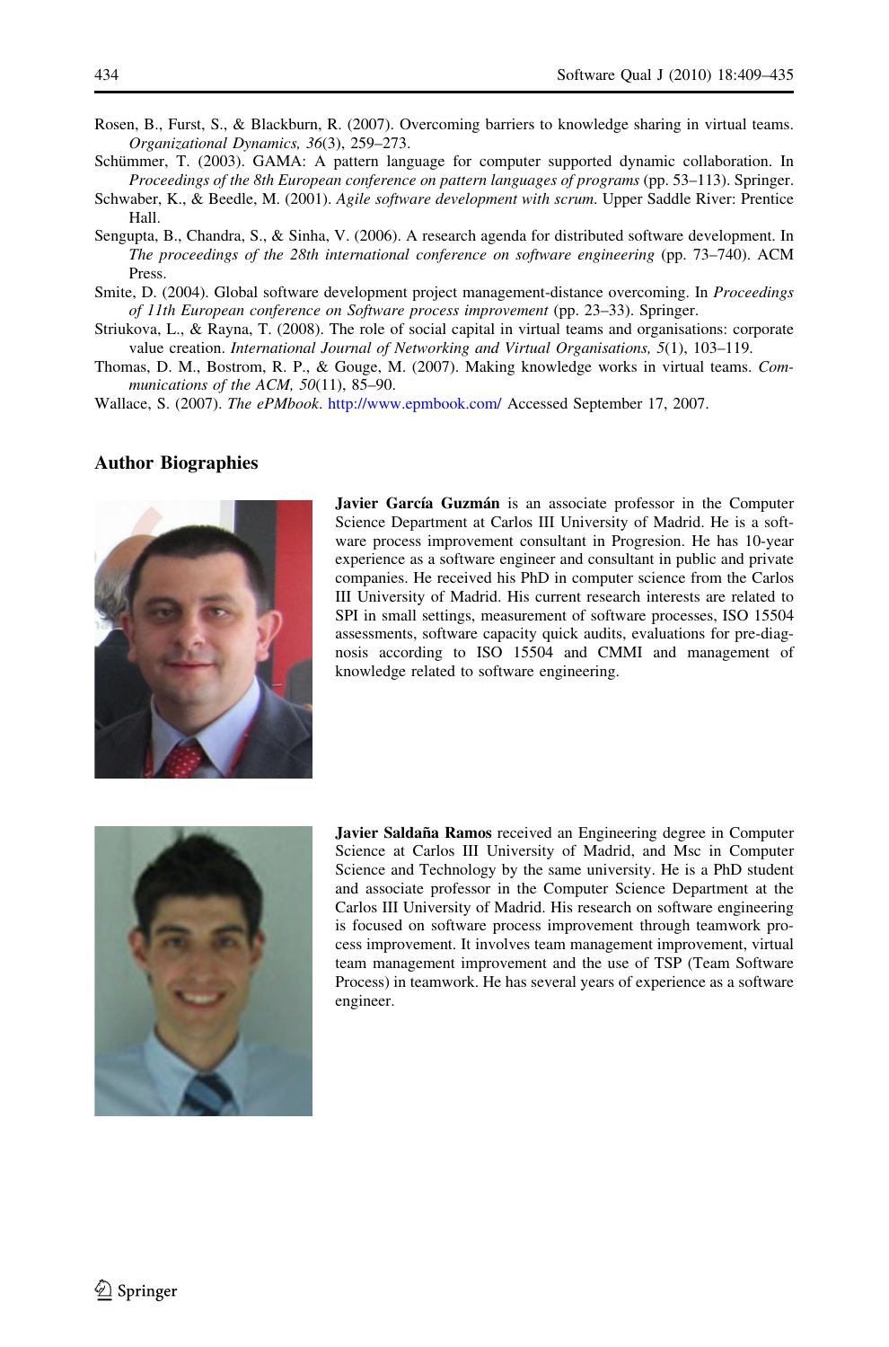Rosen, B., Furst, S., & Blackburn, R. (2007). Overcoming barriers to knowledge sharing in virtual teams. *Organizational Dynamics, 36*(3), 259–273.

Schümmer, T. (2003). GAMA: A pattern language for computer supported dynamic collaboration. In *Proceedings of the 8th European conference on pattern languages of programs* (pp. 53–113). Springer.

Schwaber, K., & Beedle, M. (2001). *Agile software development with scrum*. Upper Saddle River: Prentice Hall.

Sengupta, B., Chandra, S., & Sinha, V. (2006). A research agenda for distributed software development. In *The proceedings of the 28th international conference on software engineering* (pp. 73–740). ACM Press.

Smite, D. (2004). Global software development project management-distance overcoming. In *Proceedings of 11th European conference on Software process improvement* (pp. 23–33). Springer.

Striukova, L., & Rayna, T. (2008). The role of social capital in virtual teams and organisations: corporate value creation. *International Journal of Networking and Virtual Organisations, 5*(1), 103–119.

Thomas, D. M., Bostrom, R. P., & Gouge, M. (2007). Making knowledge works in virtual teams. *Communications of the ACM, 50*(11), 85–90.

Wallace, S. (2007). *The ePMbook*. http://www.epmbook.com/ Accessed September 17, 2007.

## Author Biographies

**Javier García Guzmán** is an associate professor in the Computer Science Department at Carlos III University of Madrid. He is a software process improvement consultant in Progresion. He has 10-year experience as a software engineer and consultant in public and private companies. He received his PhD in computer science from the Carlos III University of Madrid. His current research interests are related to SPI in small settings, measurement of software processes, ISO 15504 assessments, software capacity quick audits, evaluations for pre-diagnosis according to ISO 15504 and CMMI and management of knowledge related to software engineering.

**Javier Saldaña Ramos** received an Engineering degree in Computer Science at Carlos III University of Madrid, and Msc in Computer Science and Technology by the same university. He is a PhD student and associate professor in the Computer Science Department at the Carlos III University of Madrid. His research on software engineering is focused on software process improvement through teamwork process improvement. It involves team management improvement, virtual team management improvement and the use of TSP (Team Software Process) in teamwork. He has several years of experience as a software engineer.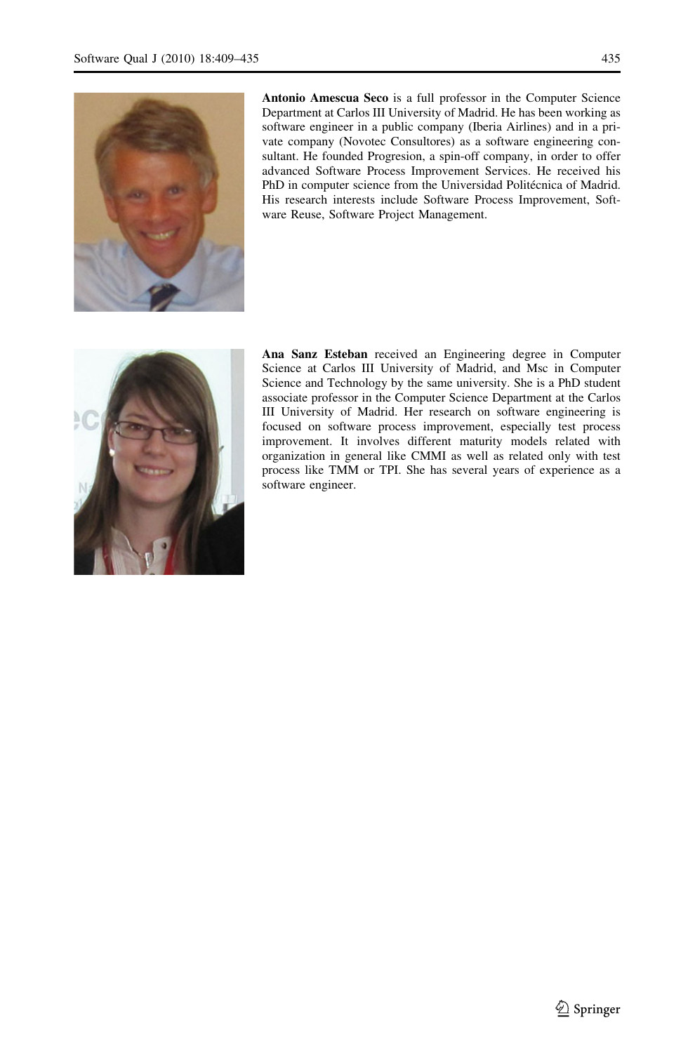**Antonio Amescua Seco** is a full professor in the Computer Science Department at Carlos III University of Madrid. He has been working as software engineer in a public company (Iberia Airlines) and in a private company (Novotec Consultores) as a software engineering consultant. He founded Progresion, a spin-off company, in order to offer advanced Software Process Improvement Services. He received his PhD in computer science from the Universidad Politécnica of Madrid. His research interests include Software Process Improvement, Software Reuse, Software Project Management.

**Ana Sanz Esteban** received an Engineering degree in Computer Science at Carlos III University of Madrid, and Msc in Computer Science and Technology by the same university. She is a PhD student associate professor in the Computer Science Department at the Carlos III University of Madrid. Her research on software engineering is focused on software process improvement, especially test process improvement. It involves different maturity models related with organization in general like CMMI as well as related only with test process like TMM or TPI. She has several years of experience as a software engineer.